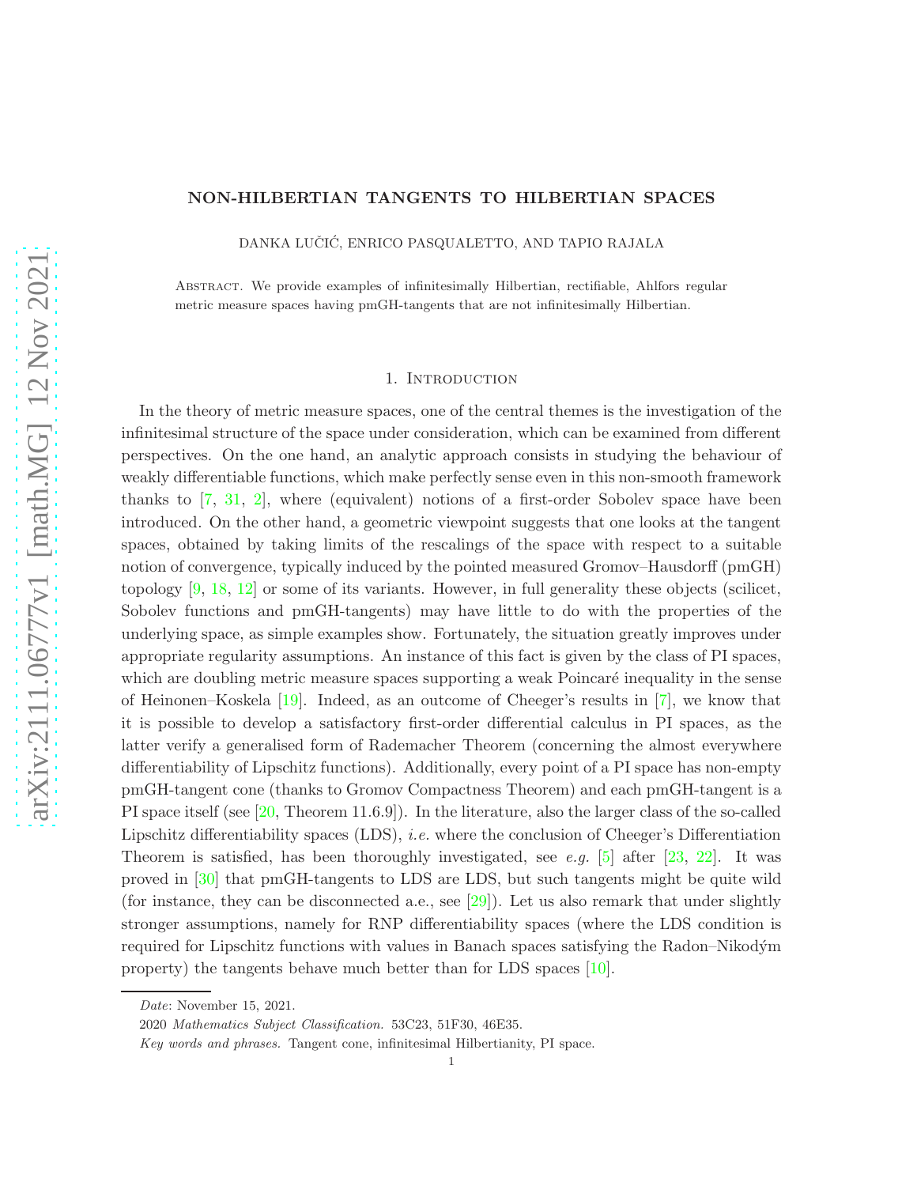# NON-HILBERTIAN TANGENTS TO HILBERTIAN SPACES

DANKA LUČIĆ, ENRICO PASQUALETTO, AND TAPIO RAJALA

ABSTRACT. We provide examples of infinitesimally Hilbertian, rectifiable, Ahlfors regular metric measure spaces having pmGH-tangents that are not infinitesimally Hilbertian.

## 1. Introduction

In the theory of metric measure spaces, one of the central themes is the investigation of the infinitesimal structure of the space under consideration, which can be examined from different perspectives. On the one hand, an analytic approach consists in studying the behaviour of weakly differentiable functions, which make perfectly sense even in this non-smooth framework thanks to [7, 31, 2], where (equivalent) notions of a first-order Sobolev space have been introduced. On the other hand, a geometric viewpoint suggests that one looks at the tangent spaces, obtained by taking limits of the rescalings of the space with respect to a suitable notion of convergence, typically induced by the pointed measured Gromov–Hausdorff (pmGH) topology [9, 18, 12] or some of its variants. However, in full generality these objects (scilicet, Sobolev functions and pmGH-tangents) may have little to do with the properties of the underlying space, as simple examples show. Fortunately, the situation greatly improves under appropriate regularity assumptions. An instance of this fact is given by the class of PI spaces, which are doubling metric measure spaces supporting a weak Poincaré inequality in the sense of Heinonen–Koskela [19]. Indeed, as an outcome of Cheeger's results in [7], we know that it is possible to develop a satisfactory first-order differential calculus in PI spaces, as the latter verify a generalised form of Rademacher Theorem (concerning the almost everywhere differentiability of Lipschitz functions). Additionally, every point of a PI space has non-empty pmGH-tangent cone (thanks to Gromov Compactness Theorem) and each pmGH-tangent is a PI space itself (see [20, Theorem 11.6.9]). In the literature, also the larger class of the so-called Lipschitz differentiability spaces (LDS), *i.e.* where the conclusion of Cheeger's Differentiation Theorem is satisfied, has been thoroughly investigated, see *e.g.* [5] after [23, 22]. It was proved in [30] that pmGH-tangents to LDS are LDS, but such tangents might be quite wild (for instance, they can be disconnected a.e., see [29]). Let us also remark that under slightly stronger assumptions, namely for RNP differentiability spaces (where the LDS condition is required for Lipschitz functions with values in Banach spaces satisfying the Radon–Nikodým property) the tangents behave much better than for LDS spaces [10].

---

*Date*: November 15, 2021.

2020 *Mathematics Subject Classification.* 53C23, 51F30, 46E35.

*Key words and phrases.* Tangent cone, infinitesimal Hilbertianity, PI space.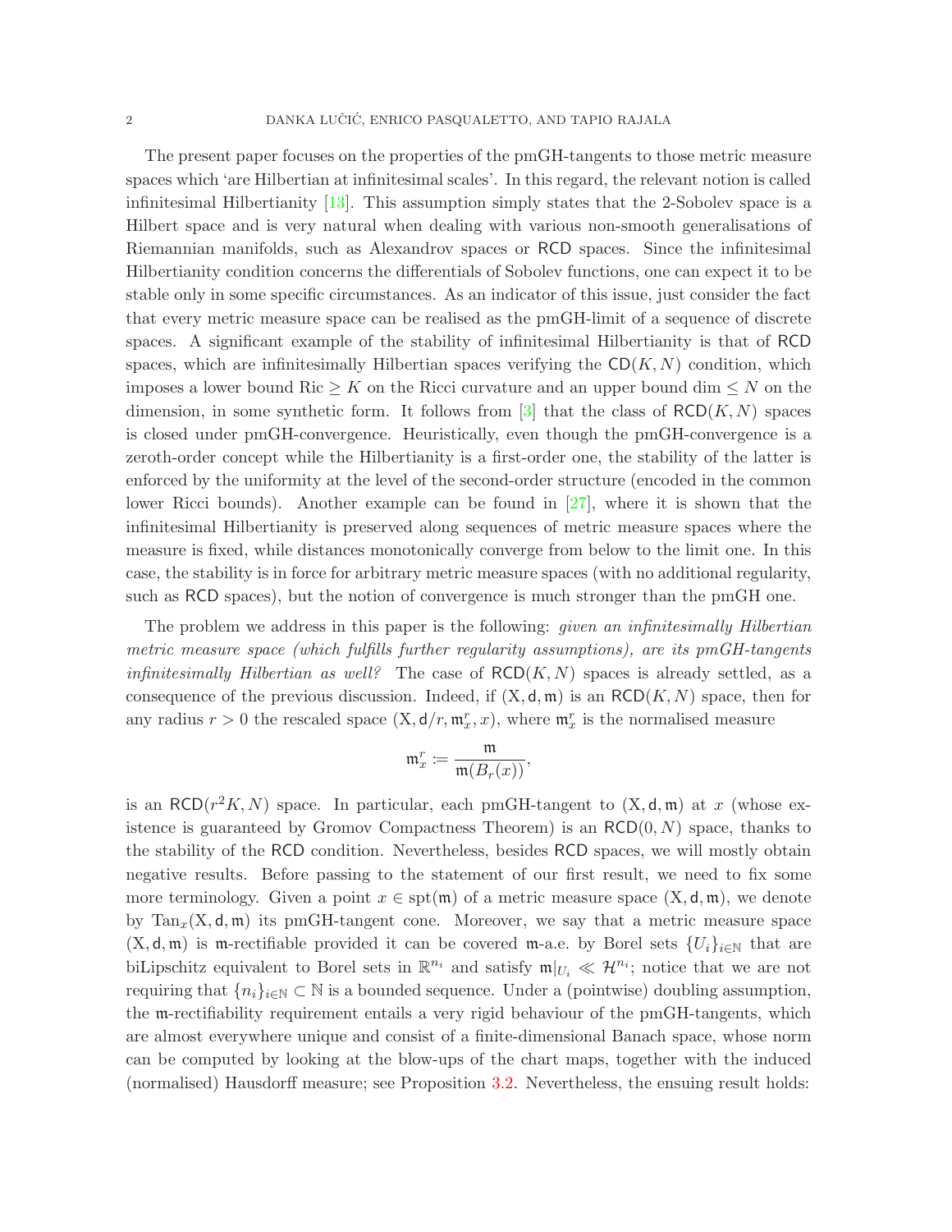The present paper focuses on the properties of the pmGH-tangents to those metric measure spaces which 'are Hilbertian at infinitesimal scales'. In this regard, the relevant notion is called infinitesimal Hilbertianity [13]. This assumption simply states that the 2-Sobolev space is a Hilbert space and is very natural when dealing with various non-smooth generalisations of Riemannian manifolds, such as Alexandrov spaces or $\mathsf{RCD}$ spaces. Since the infinitesimal Hilbertianity condition concerns the differentials of Sobolev functions, one can expect it to be stable only in some specific circumstances. As an indicator of this issue, just consider the fact that every metric measure space can be realised as the pmGH-limit of a sequence of discrete spaces. A significant example of the stability of infinitesimal Hilbertianity is that of $\mathsf{RCD}$ spaces, which are infinitesimally Hilbertian spaces verifying the $\mathsf{CD}(K,N)$ condition, which imposes a lower bound $\mathrm{Ric} \geq K$ on the Ricci curvature and an upper bound $\dim \leq N$ on the dimension, in some synthetic form. It follows from [3] that the class of $\mathsf{RCD}(K,N)$ spaces is closed under pmGH-convergence. Heuristically, even though the pmGH-convergence is a zeroth-order concept while the Hilbertianity is a first-order one, the stability of the latter is enforced by the uniformity at the level of the second-order structure (encoded in the common lower Ricci bounds). Another example can be found in [27], where it is shown that the infinitesimal Hilbertianity is preserved along sequences of metric measure spaces where the measure is fixed, while distances monotonically converge from below to the limit one. In this case, the stability is in force for arbitrary metric measure spaces (with no additional regularity, such as $\mathsf{RCD}$ spaces), but the notion of convergence is much stronger than the pmGH one.

The problem we address in this paper is the following: *given an infinitesimally Hilbertian metric measure space (which fulfills further regularity assumptions), are its pmGH-tangents infinitesimally Hilbertian as well?* The case of $\mathsf{RCD}(K,N)$ spaces is already settled, as a consequence of the previous discussion. Indeed, if $(\mathrm{X},\mathsf{d},\mathfrak{m})$ is an $\mathsf{RCD}(K,N)$ space, then for any radius $r>0$ the rescaled space $(\mathrm{X},\mathsf{d}/r,\mathfrak{m}_x^r,x)$, where $\mathfrak{m}_x^r$ is the normalised measure

$$
\mathfrak{m}_x^r \coloneqq \frac{\mathfrak{m}}{\mathfrak{m}(B_r(x))},
$$

is an $\mathsf{RCD}(r^2K,N)$ space. In particular, each pmGH-tangent to $(\mathrm{X},\mathsf{d},\mathfrak{m})$ at $x$ (whose existence is guaranteed by Gromov Compactness Theorem) is an $\mathsf{RCD}(0,N)$ space, thanks to the stability of the $\mathsf{RCD}$ condition. Nevertheless, besides $\mathsf{RCD}$ spaces, we will mostly obtain negative results. Before passing to the statement of our first result, we need to fix some more terminology. Given a point $x \in \mathrm{spt}(\mathfrak{m})$ of a metric measure space $(\mathrm{X},\mathsf{d},\mathfrak{m})$, we denote by $\mathrm{Tan}_x(\mathrm{X},\mathsf{d},\mathfrak{m})$ its pmGH-tangent cone. Moreover, we say that a metric measure space $(\mathrm{X},\mathsf{d},\mathfrak{m})$ is $\mathfrak{m}$-rectifiable provided it can be covered $\mathfrak{m}$-a.e. by Borel sets $\{U_i\}_{i\in\mathbb{N}}$ that are biLipschitz equivalent to Borel sets in $\mathbb{R}^{n_i}$ and satisfy $\mathfrak{m}|_{U_i} \ll \mathcal{H}^{n_i}$; notice that we are not requiring that $\{n_i\}_{i\in\mathbb{N}} \subset \mathbb{N}$ is a bounded sequence. Under a (pointwise) doubling assumption, the $\mathfrak{m}$-rectifiability requirement entails a very rigid behaviour of the pmGH-tangents, which are almost everywhere unique and consist of a finite-dimensional Banach space, whose norm can be computed by looking at the blow-ups of the chart maps, together with the induced (normalised) Hausdorff measure; see Proposition 3.2. Nevertheless, the ensuing result holds: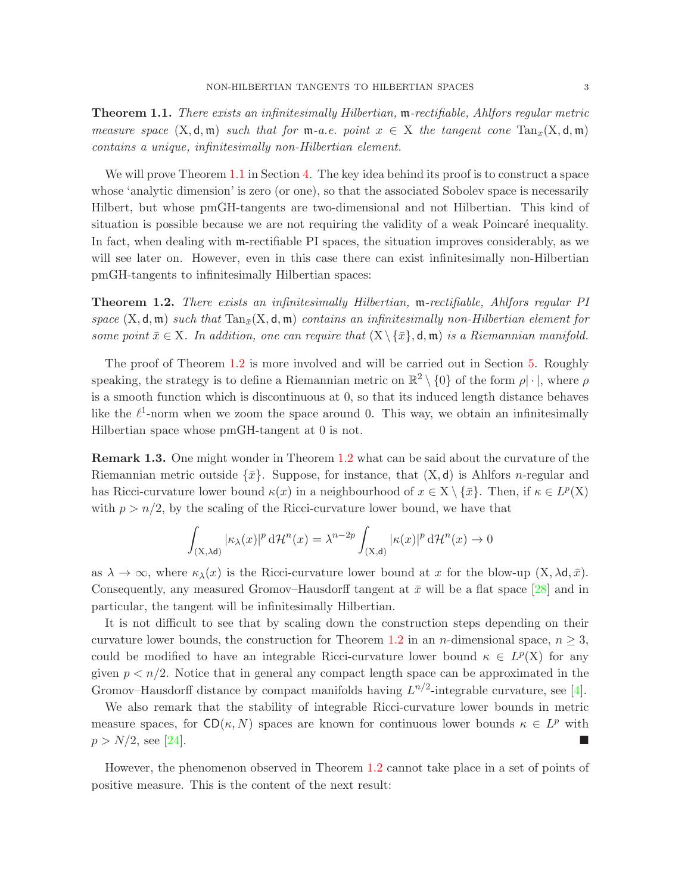**Theorem 1.1.** *There exists an infinitesimally Hilbertian, $\mathfrak{m}$-rectifiable, Ahlfors regular metric measure space $(\mathrm{X}, \mathsf{d}, \mathfrak{m})$ such that for $\mathfrak{m}$-a.e. point $x \in \mathrm{X}$ the tangent cone $\mathrm{Tan}_x(\mathrm{X}, \mathsf{d}, \mathfrak{m})$ contains a unique, infinitesimally non-Hilbertian element.*

We will prove Theorem 1.1 in Section 4. The key idea behind its proof is to construct a space whose 'analytic dimension' is zero (or one), so that the associated Sobolev space is necessarily Hilbert, but whose pmGH-tangents are two-dimensional and not Hilbertian. This kind of situation is possible because we are not requiring the validity of a weak Poincaré inequality. In fact, when dealing with $\mathfrak{m}$-rectifiable PI spaces, the situation improves considerably, as we will see later on. However, even in this case there can exist infinitesimally non-Hilbertian pmGH-tangents to infinitesimally Hilbertian spaces:

**Theorem 1.2.** *There exists an infinitesimally Hilbertian, $\mathfrak{m}$-rectifiable, Ahlfors regular PI space $(\mathrm{X}, \mathsf{d}, \mathfrak{m})$ such that $\mathrm{Tan}_{\bar{x}}(\mathrm{X}, \mathsf{d}, \mathfrak{m})$ contains an infinitesimally non-Hilbertian element for some point $\bar{x} \in \mathrm{X}$. In addition, one can require that $(\mathrm{X} \setminus \{\bar{x}\}, \mathsf{d}, \mathfrak{m})$ is a Riemannian manifold.*

The proof of Theorem 1.2 is more involved and will be carried out in Section 5. Roughly speaking, the strategy is to define a Riemannian metric on $\mathbb{R}^2 \setminus \{0\}$ of the form $\rho|\cdot|$, where $\rho$ is a smooth function which is discontinuous at 0, so that its induced length distance behaves like the $\ell^1$-norm when we zoom the space around 0. This way, we obtain an infinitesimally Hilbertian space whose pmGH-tangent at 0 is not.

**Remark 1.3.** One might wonder in Theorem 1.2 what can be said about the curvature of the Riemannian metric outside $\{\bar{x}\}$. Suppose, for instance, that $(\mathrm{X}, \mathsf{d})$ is Ahlfors $n$-regular and has Ricci-curvature lower bound $\kappa(x)$ in a neighbourhood of $x \in \mathrm{X} \setminus \{\bar{x}\}$. Then, if $\kappa \in L^p(\mathrm{X})$ with $p > n/2$, by the scaling of the Ricci-curvature lower bound, we have that

$$\int_{(\mathrm{X}, \lambda\mathsf{d})} |\kappa_\lambda(x)|^p \, \mathrm{d}\mathcal{H}^n(x) = \lambda^{n-2p} \int_{(\mathrm{X}, \mathsf{d})} |\kappa(x)|^p \, \mathrm{d}\mathcal{H}^n(x) \to 0$$

as $\lambda \to \infty$, where $\kappa_\lambda(x)$ is the Ricci-curvature lower bound at $x$ for the blow-up $(\mathrm{X}, \lambda\mathsf{d}, \bar{x})$. Consequently, any measured Gromov–Hausdorff tangent at $\bar{x}$ will be a flat space [28] and in particular, the tangent will be infinitesimally Hilbertian.

It is not difficult to see that by scaling down the construction steps depending on their curvature lower bounds, the construction for Theorem 1.2 in an $n$-dimensional space, $n \geq 3$, could be modified to have an integrable Ricci-curvature lower bound $\kappa \in L^p(\mathrm{X})$ for any given $p < n/2$. Notice that in general any compact length space can be approximated in the Gromov–Hausdorff distance by compact manifolds having $L^{n/2}$-integrable curvature, see [4].

We also remark that the stability of integrable Ricci-curvature lower bounds in metric measure spaces, for $\mathsf{CD}(\kappa, N)$ spaces are known for continuous lower bounds $\kappa \in L^p$ with $p > N/2$, see [24]. ■

However, the phenomenon observed in Theorem 1.2 cannot take place in a set of points of positive measure. This is the content of the next result: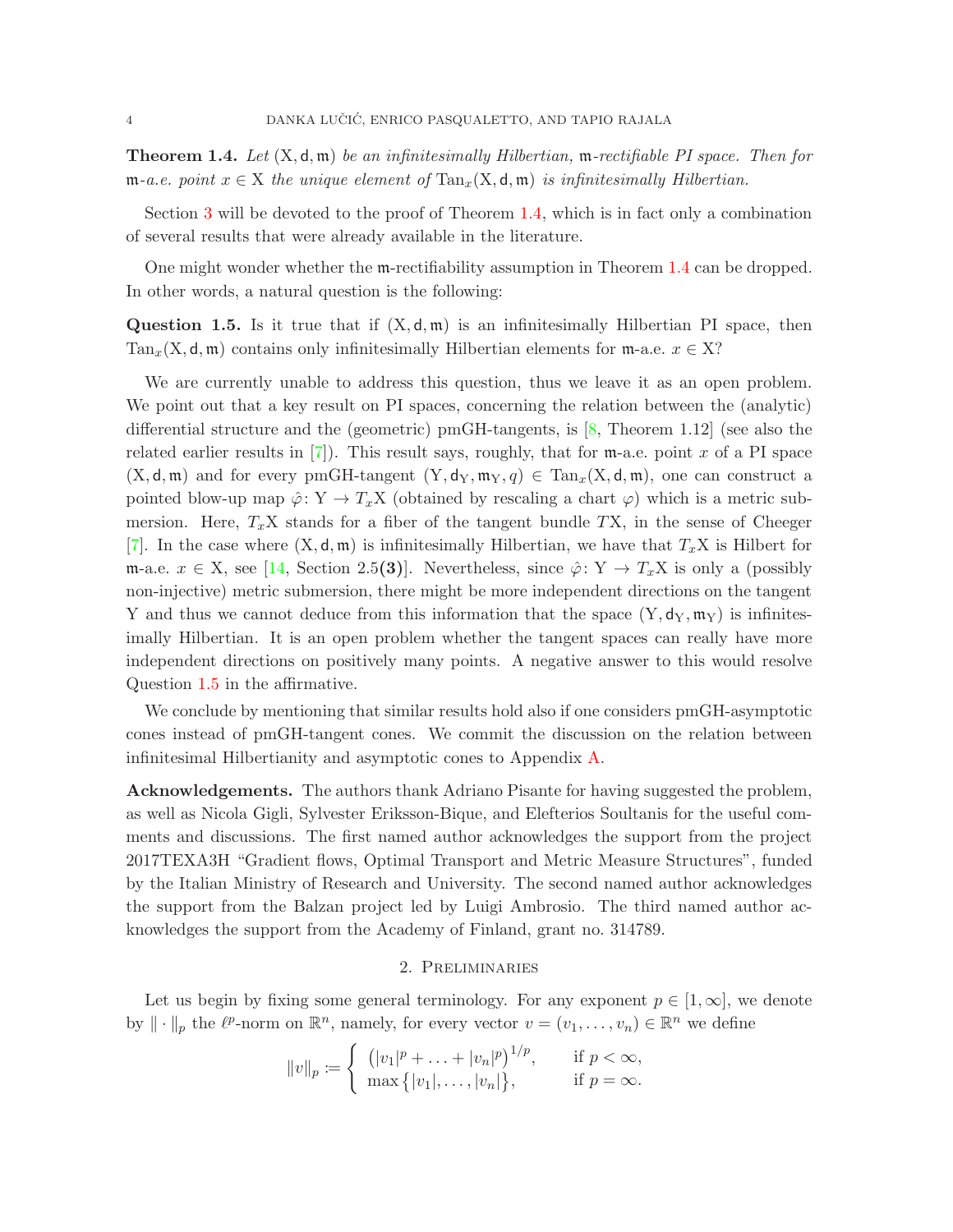**Theorem 1.4.** *Let $(\mathrm{X},\mathsf{d},\mathfrak{m})$ be an infinitesimally Hilbertian, $\mathfrak{m}$-rectifiable PI space. Then for $\mathfrak{m}$-a.e. point $x \in \mathrm{X}$ the unique element of $\mathrm{Tan}_x(\mathrm{X},\mathsf{d},\mathfrak{m})$ is infinitesimally Hilbertian.*

Section 3 will be devoted to the proof of Theorem 1.4, which is in fact only a combination of several results that were already available in the literature.

One might wonder whether the $\mathfrak{m}$-rectifiability assumption in Theorem 1.4 can be dropped. In other words, a natural question is the following:

**Question 1.5.** Is it true that if $(\mathrm{X},\mathsf{d},\mathfrak{m})$ is an infinitesimally Hilbertian PI space, then $\mathrm{Tan}_x(\mathrm{X},\mathsf{d},\mathfrak{m})$ contains only infinitesimally Hilbertian elements for $\mathfrak{m}$-a.e. $x \in \mathrm{X}$?

We are currently unable to address this question, thus we leave it as an open problem. We point out that a key result on PI spaces, concerning the relation between the (analytic) differential structure and the (geometric) pmGH-tangents, is [8, Theorem 1.12] (see also the related earlier results in [7]). This result says, roughly, that for $\mathfrak{m}$-a.e. point $x$ of a PI space $(\mathrm{X},\mathsf{d},\mathfrak{m})$ and for every pmGH-tangent $(\mathrm{Y},\mathsf{d}_\mathrm{Y},\mathfrak{m}_\mathrm{Y},q) \in \mathrm{Tan}_x(\mathrm{X},\mathsf{d},\mathfrak{m})$, one can construct a pointed blow-up map $\hat{\varphi}\colon \mathrm{Y} \to T_x\mathrm{X}$ (obtained by rescaling a chart $\varphi$) which is a metric submersion. Here, $T_x\mathrm{X}$ stands for a fiber of the tangent bundle $T\mathrm{X}$, in the sense of Cheeger [7]. In the case where $(\mathrm{X},\mathsf{d},\mathfrak{m})$ is infinitesimally Hilbertian, we have that $T_x\mathrm{X}$ is Hilbert for $\mathfrak{m}$-a.e. $x \in \mathrm{X}$, see [14, Section 2.5**(3)**]. Nevertheless, since $\hat{\varphi}\colon \mathrm{Y} \to T_x\mathrm{X}$ is only a (possibly non-injective) metric submersion, there might be more independent directions on the tangent Y and thus we cannot deduce from this information that the space $(\mathrm{Y},\mathsf{d}_\mathrm{Y},\mathfrak{m}_\mathrm{Y})$ is infinitesimally Hilbertian. It is an open problem whether the tangent spaces can really have more independent directions on positively many points. A negative answer to this would resolve Question 1.5 in the affirmative.

We conclude by mentioning that similar results hold also if one considers pmGH-asymptotic cones instead of pmGH-tangent cones. We commit the discussion on the relation between infinitesimal Hilbertianity and asymptotic cones to Appendix A.

**Acknowledgements.** The authors thank Adriano Pisante for having suggested the problem, as well as Nicola Gigli, Sylvester Eriksson-Bique, and Elefterios Soultanis for the useful comments and discussions. The first named author acknowledges the support from the project 2017TEXA3H "Gradient flows, Optimal Transport and Metric Measure Structures", funded by the Italian Ministry of Research and University. The second named author acknowledges the support from the Balzan project led by Luigi Ambrosio. The third named author acknowledges the support from the Academy of Finland, grant no. 314789.

## 2. Preliminaries

Let us begin by fixing some general terminology. For any exponent $p \in [1,\infty]$, we denote by $\|\cdot\|_p$ the $\ell^p$-norm on $\mathbb{R}^n$, namely, for every vector $v = (v_1,\ldots,v_n) \in \mathbb{R}^n$ we define

$$\|v\|_p \coloneqq \begin{cases} \big(|v_1|^p + \ldots + |v_n|^p\big)^{1/p}, & \text{if } p < \infty, \\ \max\big\{|v_1|,\ldots,|v_n|\big\}, & \text{if } p = \infty. \end{cases}$$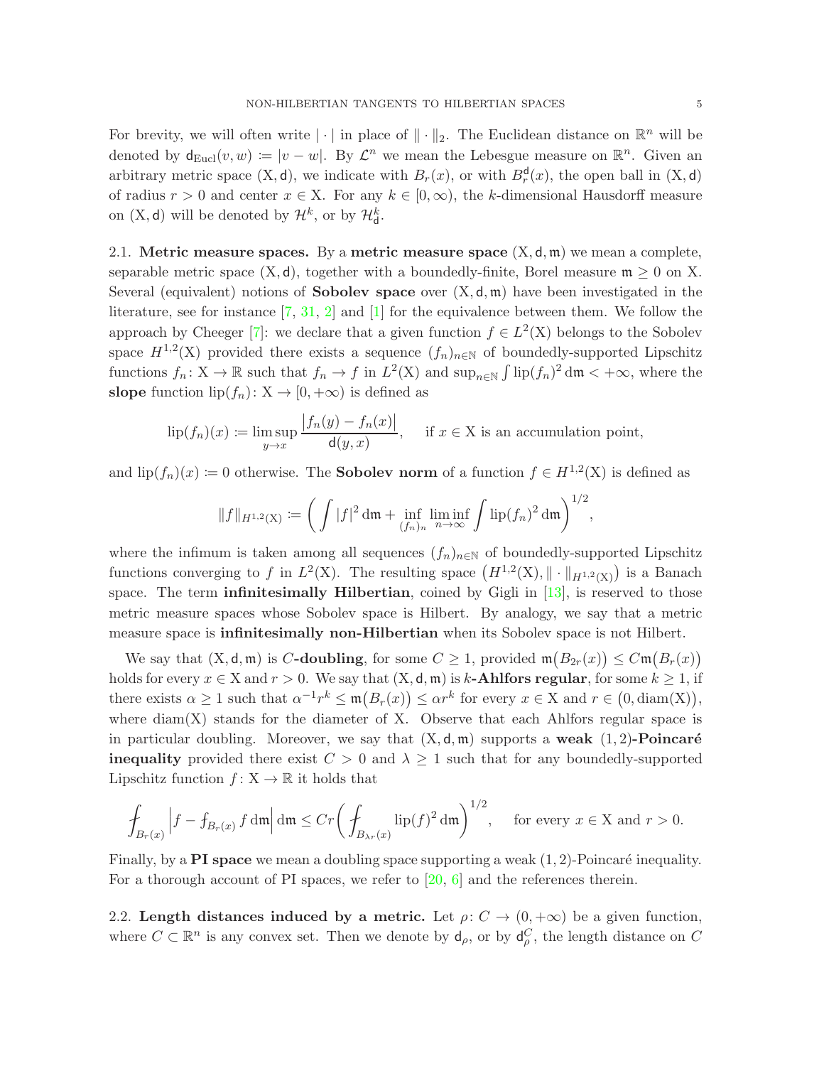For brevity, we will often write $|\cdot|$ in place of $\|\cdot\|_2$. The Euclidean distance on $\mathbb{R}^n$ will be denoted by $\mathsf{d}_{\rm Eucl}(v,w) \coloneqq |v-w|$. By $\mathcal{L}^n$ we mean the Lebesgue measure on $\mathbb{R}^n$. Given an arbitrary metric space $({\rm X},\mathsf{d})$, we indicate with $B_r(x)$, or with $B^{\mathsf{d}}_r(x)$, the open ball in $({\rm X},\mathsf{d})$ of radius $r>0$ and center $x\in{\rm X}$. For any $k\in[0,\infty)$, the $k$-dimensional Hausdorff measure on $({\rm X},\mathsf{d})$ will be denoted by $\mathcal{H}^k$, or by $\mathcal{H}^k_{\mathsf{d}}$.

**2.1. Metric measure spaces.** By a **metric measure space** $({\rm X},\mathsf{d},\mathfrak{m})$ we mean a complete, separable metric space $({\rm X},\mathsf{d})$, together with a boundedly-finite, Borel measure $\mathfrak{m}\geq 0$ on ${\rm X}$. Several (equivalent) notions of **Sobolev space** over $({\rm X},\mathsf{d},\mathfrak{m})$ have been investigated in the literature, see for instance [7, 31, 2] and [1] for the equivalence between them. We follow the approach by Cheeger [7]: we declare that a given function $f\in L^2({\rm X})$ belongs to the Sobolev space $H^{1,2}({\rm X})$ provided there exists a sequence $(f_n)_{n\in\mathbb{N}}$ of boundedly-supported Lipschitz functions $f_n\colon{\rm X}\to\mathbb{R}$ such that $f_n\to f$ in $L^2({\rm X})$ and $\sup_{n\in\mathbb{N}}\int{\rm lip}(f_n)^2\,{\rm d}\mathfrak{m}<+\infty$, where the **slope** function ${\rm lip}(f_n)\colon{\rm X}\to[0,+\infty)$ is defined as

$$
{\rm lip}(f_n)(x)\coloneqq\limsup_{y\to x}\frac{\big|f_n(y)-f_n(x)\big|}{\mathsf{d}(y,x)},\qquad\text{if } x\in{\rm X}\text{ is an accumulation point,}
$$

and ${\rm lip}(f_n)(x)\coloneqq 0$ otherwise. The **Sobolev norm** of a function $f\in H^{1,2}({\rm X})$ is defined as

$$
\|f\|_{H^{1,2}({\rm X})}\coloneqq\bigg(\int|f|^2\,{\rm d}\mathfrak{m}+\inf_{(f_n)_n}\liminf_{n\to\infty}\int{\rm lip}(f_n)^2\,{\rm d}\mathfrak{m}\bigg)^{1/2},
$$

where the infimum is taken among all sequences $(f_n)_{n\in\mathbb{N}}$ of boundedly-supported Lipschitz functions converging to $f$ in $L^2({\rm X})$. The resulting space $\big(H^{1,2}({\rm X}),\|\cdot\|_{H^{1,2}({\rm X})}\big)$ is a Banach space. The term **infinitesimally Hilbertian**, coined by Gigli in [13], is reserved to those metric measure spaces whose Sobolev space is Hilbert. By analogy, we say that a metric measure space is **infinitesimally non-Hilbertian** when its Sobolev space is not Hilbert.

We say that $({\rm X},\mathsf{d},\mathfrak{m})$ is **$C$-doubling**, for some $C\geq 1$, provided $\mathfrak{m}\big(B_{2r}(x)\big)\leq C\mathfrak{m}\big(B_r(x)\big)$ holds for every $x\in{\rm X}$ and $r>0$. We say that $({\rm X},\mathsf{d},\mathfrak{m})$ is **$k$-Ahlfors regular**, for some $k\geq 1$, if there exists $\alpha\geq 1$ such that $\alpha^{-1}r^k\leq\mathfrak{m}\big(B_r(x)\big)\leq\alpha r^k$ for every $x\in{\rm X}$ and $r\in\big(0,{\rm diam}({\rm X})\big)$, where ${\rm diam}({\rm X})$ stands for the diameter of ${\rm X}$. Observe that each Ahlfors regular space is in particular doubling. Moreover, we say that $({\rm X},\mathsf{d},\mathfrak{m})$ supports a **weak $(1,2)$-Poincaré inequality** provided there exist $C>0$ and $\lambda\geq 1$ such that for any boundedly-supported Lipschitz function $f\colon{\rm X}\to\mathbb{R}$ it holds that

$$
\fint_{B_r(x)}\Big|f-\fint_{B_r(x)}f\,{\rm d}\mathfrak{m}\Big|\,{\rm d}\mathfrak{m}\leq Cr\bigg(\fint_{B_{\lambda r}(x)}{\rm lip}(f)^2\,{\rm d}\mathfrak{m}\bigg)^{1/2},\qquad\text{for every } x\in{\rm X}\text{ and } r>0.
$$

Finally, by a **PI space** we mean a doubling space supporting a weak $(1,2)$-Poincaré inequality. For a thorough account of PI spaces, we refer to [20, 6] and the references therein.

**2.2. Length distances induced by a metric.** Let $\rho\colon C\to(0,+\infty)$ be a given function, where $C\subset\mathbb{R}^n$ is any convex set. Then we denote by $\mathsf{d}_\rho$, or by $\mathsf{d}^C_\rho$, the length distance on $C$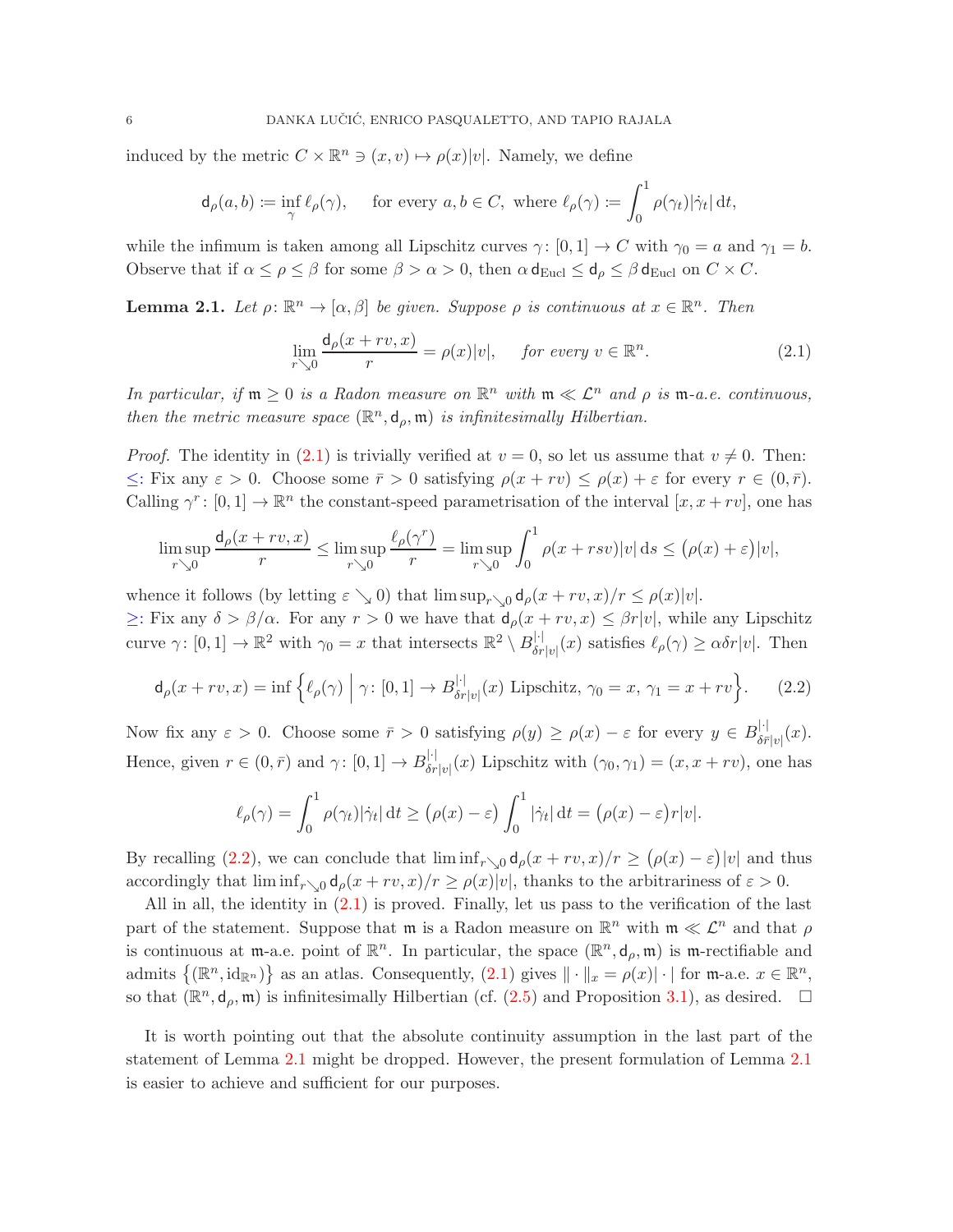induced by the metric $C \times \mathbb{R}^n \ni (x, v) \mapsto \rho(x)|v|$. Namely, we define

$$
\mathsf{d}_\rho(a, b) \coloneqq \inf_\gamma \ell_\rho(\gamma), \quad \text{for every } a, b \in C, \text{ where } \ell_\rho(\gamma) \coloneqq \int_0^1 \rho(\gamma_t)|\dot{\gamma}_t| \, \mathrm{d}t,
$$

while the infimum is taken among all Lipschitz curves $\gamma\colon [0,1] \to C$ with $\gamma_0 = a$ and $\gamma_1 = b$. Observe that if $\alpha \le \rho \le \beta$ for some $\beta > \alpha > 0$, then $\alpha \, \mathsf{d}_{\mathrm{Eucl}} \le \mathsf{d}_\rho \le \beta \, \mathsf{d}_{\mathrm{Eucl}}$ on $C \times C$.

**Lemma 2.1.** *Let $\rho\colon \mathbb{R}^n \to [\alpha, \beta]$ be given. Suppose $\rho$ is continuous at $x \in \mathbb{R}^n$. Then*

$$
\lim_{r \searrow 0} \frac{\mathsf{d}_\rho(x + rv, x)}{r} = \rho(x)|v|, \quad \textit{for every } v \in \mathbb{R}^n. \tag{2.1}
$$

*In particular, if $\mathfrak{m} \ge 0$ is a Radon measure on $\mathbb{R}^n$ with $\mathfrak{m} \ll \mathcal{L}^n$ and $\rho$ is $\mathfrak{m}$-a.e. continuous, then the metric measure space $(\mathbb{R}^n, \mathsf{d}_\rho, \mathfrak{m})$ is infinitesimally Hilbertian.*

*Proof.* The identity in (2.1) is trivially verified at $v = 0$, so let us assume that $v \neq 0$. Then:
$\le$: Fix any $\varepsilon > 0$. Choose some $\bar{r} > 0$ satisfying $\rho(x + rv) \le \rho(x) + \varepsilon$ for every $r \in (0, \bar{r})$. Calling $\gamma^r\colon [0,1] \to \mathbb{R}^n$ the constant-speed parametrisation of the interval $[x, x + rv]$, one has

$$
\limsup_{r \searrow 0} \frac{\mathsf{d}_\rho(x + rv, x)}{r} \le \limsup_{r \searrow 0} \frac{\ell_\rho(\gamma^r)}{r} = \limsup_{r \searrow 0} \int_0^1 \rho(x + rsv)|v| \, \mathrm{d}s \le \big(\rho(x) + \varepsilon\big)|v|,
$$

whence it follows (by letting $\varepsilon \searrow 0$) that $\limsup_{r \searrow 0} \mathsf{d}_\rho(x + rv, x)/r \le \rho(x)|v|$.
$\ge$: Fix any $\delta > \beta/\alpha$. For any $r > 0$ we have that $\mathsf{d}_\rho(x + rv, x) \le \beta r|v|$, while any Lipschitz curve $\gamma\colon [0,1] \to \mathbb{R}^2$ with $\gamma_0 = x$ that intersects $\mathbb{R}^2 \setminus B^{|\cdot|}_{\delta r|v|}(x)$ satisfies $\ell_\rho(\gamma) \ge \alpha\delta r|v|$. Then

$$
\mathsf{d}_\rho(x + rv, x) = \inf\Big\{\ell_\rho(\gamma) \;\Big|\; \gamma\colon [0,1] \to B^{|\cdot|}_{\delta r|v|}(x) \text{ Lipschitz, } \gamma_0 = x, \, \gamma_1 = x + rv\Big\}. \tag{2.2}
$$

Now fix any $\varepsilon > 0$. Choose some $\bar{r} > 0$ satisfying $\rho(y) \ge \rho(x) - \varepsilon$ for every $y \in B^{|\cdot|}_{\delta\bar{r}|v|}(x)$. Hence, given $r \in (0, \bar{r})$ and $\gamma\colon [0,1] \to B^{|\cdot|}_{\delta r|v|}(x)$ Lipschitz with $(\gamma_0, \gamma_1) = (x, x + rv)$, one has

$$
\ell_\rho(\gamma) = \int_0^1 \rho(\gamma_t)|\dot{\gamma}_t| \, \mathrm{d}t \ge \big(\rho(x) - \varepsilon\big) \int_0^1 |\dot{\gamma}_t| \, \mathrm{d}t = \big(\rho(x) - \varepsilon\big) r|v|.
$$

By recalling (2.2), we can conclude that $\liminf_{r \searrow 0} \mathsf{d}_\rho(x + rv, x)/r \ge \big(\rho(x) - \varepsilon\big)|v|$ and thus accordingly that $\liminf_{r \searrow 0} \mathsf{d}_\rho(x + rv, x)/r \ge \rho(x)|v|$, thanks to the arbitrariness of $\varepsilon > 0$.

All in all, the identity in (2.1) is proved. Finally, let us pass to the verification of the last part of the statement. Suppose that $\mathfrak{m}$ is a Radon measure on $\mathbb{R}^n$ with $\mathfrak{m} \ll \mathcal{L}^n$ and that $\rho$ is continuous at $\mathfrak{m}$-a.e. point of $\mathbb{R}^n$. In particular, the space $(\mathbb{R}^n, \mathsf{d}_\rho, \mathfrak{m})$ is $\mathfrak{m}$-rectifiable and admits $\big\{(\mathbb{R}^n, \mathrm{id}_{\mathbb{R}^n})\big\}$ as an atlas. Consequently, (2.1) gives $\|\cdot\|_x = \rho(x)|\cdot|$ for $\mathfrak{m}$-a.e. $x \in \mathbb{R}^n$, so that $(\mathbb{R}^n, \mathsf{d}_\rho, \mathfrak{m})$ is infinitesimally Hilbertian (cf. (2.5) and Proposition 3.1), as desired. $\square$

It is worth pointing out that the absolute continuity assumption in the last part of the statement of Lemma 2.1 might be dropped. However, the present formulation of Lemma 2.1 is easier to achieve and sufficient for our purposes.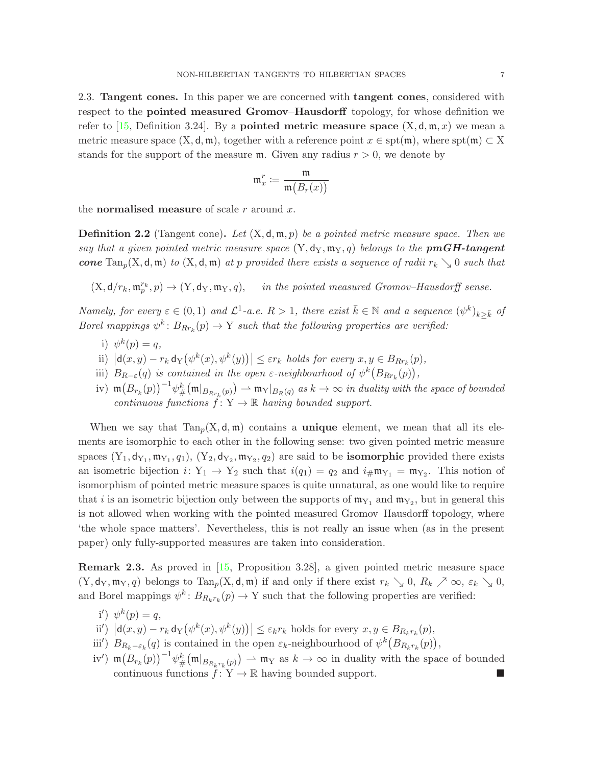2.3. **Tangent cones.** In this paper we are concerned with **tangent cones**, considered with respect to the **pointed measured Gromov–Hausdorff** topology, for whose definition we refer to [15, Definition 3.24]. By a **pointed metric measure space** $(\mathrm{X},\mathsf{d},\mathfrak{m},x)$ we mean a metric measure space $(\mathrm{X},\mathsf{d},\mathfrak{m})$, together with a reference point $x \in \operatorname{spt}(\mathfrak{m})$, where $\operatorname{spt}(\mathfrak{m}) \subset \mathrm{X}$ stands for the support of the measure $\mathfrak{m}$. Given any radius $r > 0$, we denote by

$$\mathfrak{m}_x^r \coloneqq \frac{\mathfrak{m}}{\mathfrak{m}\big(B_r(x)\big)}$$

the **normalised measure** of scale $r$ around $x$.

**Definition 2.2** (Tangent cone)**.** *Let $(\mathrm{X},\mathsf{d},\mathfrak{m},p)$ be a pointed metric measure space. Then we say that a given pointed metric measure space $(\mathrm{Y},\mathsf{d}_{\mathrm{Y}},\mathfrak{m}_{\mathrm{Y}},q)$ belongs to the **pmGH-tangent cone** $\operatorname{Tan}_p(\mathrm{X},\mathsf{d},\mathfrak{m})$ to $(\mathrm{X},\mathsf{d},\mathfrak{m})$ at $p$ provided there exists a sequence of radii $r_k \searrow 0$ such that*

$$(\mathrm{X},\mathsf{d}/r_k,\mathfrak{m}_p^{r_k},p) \to (\mathrm{Y},\mathsf{d}_{\mathrm{Y}},\mathfrak{m}_{\mathrm{Y}},q), \qquad \textit{in the pointed measured Gromov–Hausdorff sense.}$$

*Namely, for every $\varepsilon \in (0,1)$ and $\mathcal{L}^1$-a.e. $R > 1$, there exist $\bar{k} \in \mathbb{N}$ and a sequence $(\psi^k)_{k \geq \bar{k}}$ of Borel mappings $\psi^k \colon B_{Rr_k}(p) \to \mathrm{Y}$ such that the following properties are verified:*

i) $\psi^k(p) = q$,

ii) $\big|\mathsf{d}(x,y) - r_k\, \mathsf{d}_{\mathrm{Y}}\big(\psi^k(x),\psi^k(y)\big)\big| \leq \varepsilon r_k$ *holds for every* $x,y \in B_{Rr_k}(p)$,

iii) $B_{R-\varepsilon}(q)$ *is contained in the open $\varepsilon$-neighbourhood of* $\psi^k\big(B_{Rr_k}(p)\big)$,

iv) $\mathfrak{m}\big(B_{r_k}(p)\big)^{-1}\psi^k_{\#}\big(\mathfrak{m}|_{B_{Rr_k}(p)}\big) \rightharpoonup \mathfrak{m}_{\mathrm{Y}}|_{B_R(q)}$ *as $k \to \infty$ in duality with the space of bounded continuous functions $f \colon \mathrm{Y} \to \mathbb{R}$ having bounded support.*

When we say that $\operatorname{Tan}_p(\mathrm{X},\mathsf{d},\mathfrak{m})$ contains a **unique** element, we mean that all its elements are isomorphic to each other in the following sense: two given pointed metric measure spaces $(\mathrm{Y}_1,\mathsf{d}_{\mathrm{Y}_1},\mathfrak{m}_{\mathrm{Y}_1},q_1)$, $(\mathrm{Y}_2,\mathsf{d}_{\mathrm{Y}_2},\mathfrak{m}_{\mathrm{Y}_2},q_2)$ are said to be **isomorphic** provided there exists an isometric bijection $i \colon \mathrm{Y}_1 \to \mathrm{Y}_2$ such that $i(q_1) = q_2$ and $i_{\#}\mathfrak{m}_{\mathrm{Y}_1} = \mathfrak{m}_{\mathrm{Y}_2}$. This notion of isomorphism of pointed metric measure spaces is quite unnatural, as one would like to require that $i$ is an isometric bijection only between the supports of $\mathfrak{m}_{\mathrm{Y}_1}$ and $\mathfrak{m}_{\mathrm{Y}_2}$, but in general this is not allowed when working with the pointed measured Gromov–Hausdorff topology, where 'the whole space matters'. Nevertheless, this is not really an issue when (as in the present paper) only fully-supported measures are taken into consideration.

**Remark 2.3.** As proved in [15, Proposition 3.28], a given pointed metric measure space $(\mathrm{Y},\mathsf{d}_{\mathrm{Y}},\mathfrak{m}_{\mathrm{Y}},q)$ belongs to $\operatorname{Tan}_p(\mathrm{X},\mathsf{d},\mathfrak{m})$ if and only if there exist $r_k \searrow 0$, $R_k \nearrow \infty$, $\varepsilon_k \searrow 0$, and Borel mappings $\psi^k \colon B_{R_k r_k}(p) \to \mathrm{Y}$ such that the following properties are verified:

i′) $\psi^k(p) = q$,

ii′) $\big|\mathsf{d}(x,y) - r_k\, \mathsf{d}_{\mathrm{Y}}\big(\psi^k(x),\psi^k(y)\big)\big| \leq \varepsilon_k r_k$ holds for every $x,y \in B_{R_k r_k}(p)$,

iii′) $B_{R_k-\varepsilon_k}(q)$ is contained in the open $\varepsilon_k$-neighbourhood of $\psi^k\big(B_{R_k r_k}(p)\big)$,

iv′) $\mathfrak{m}\big(B_{r_k}(p)\big)^{-1}\psi^k_{\#}\big(\mathfrak{m}|_{B_{R_k r_k}(p)}\big) \rightharpoonup \mathfrak{m}_{\mathrm{Y}}$ as $k \to \infty$ in duality with the space of bounded continuous functions $f \colon \mathrm{Y} \to \mathbb{R}$ having bounded support. ■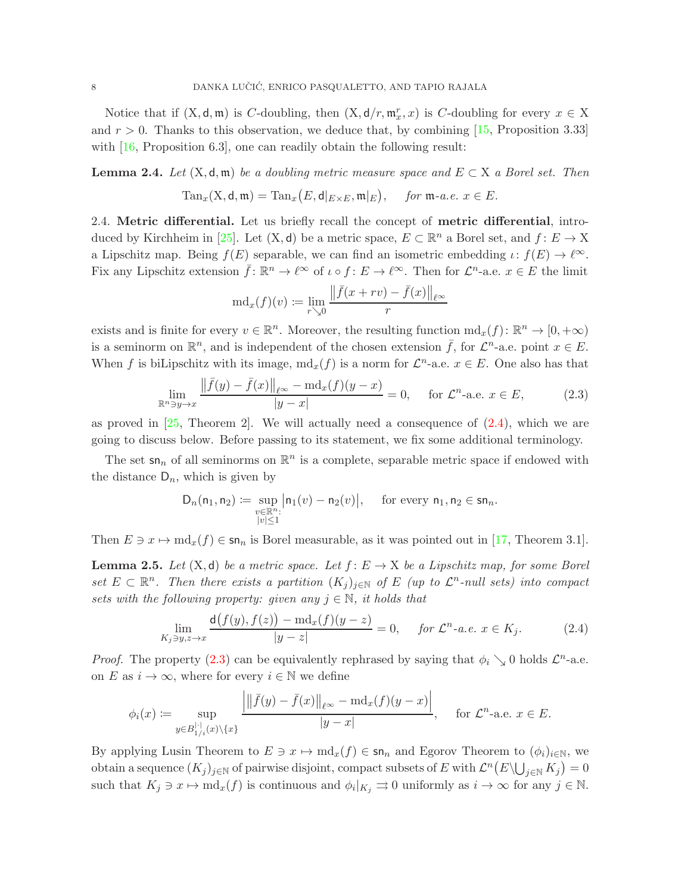Notice that if $(\mathrm{X},\mathsf{d},\mathfrak{m})$ is $C$-doubling, then $(\mathrm{X},\mathsf{d}/r,\mathfrak{m}_x^r,x)$ is $C$-doubling for every $x\in\mathrm{X}$ and $r>0$. Thanks to this observation, we deduce that, by combining [15, Proposition 3.33] with [16, Proposition 6.3], one can readily obtain the following result:

**Lemma 2.4.** *Let $(\mathrm{X},\mathsf{d},\mathfrak{m})$ be a doubling metric measure space and $E\subset\mathrm{X}$ a Borel set. Then*

$$\mathrm{Tan}_x(\mathrm{X},\mathsf{d},\mathfrak{m})=\mathrm{Tan}_x\big(E,\mathsf{d}|_{E\times E},\mathfrak{m}|_E\big),\quad \textit{for } \mathfrak{m}\textit{-a.e. } x\in E.$$

## 2.4. Metric differential.

Let us briefly recall the concept of **metric differential**, introduced by Kirchheim in [25]. Let $(\mathrm{X},\mathsf{d})$ be a metric space, $E\subset\mathbb{R}^n$ a Borel set, and $f\colon E\to\mathrm{X}$ a Lipschitz map. Being $f(E)$ separable, we can find an isometric embedding $\iota\colon f(E)\to\ell^\infty$. Fix any Lipschitz extension $\bar f\colon\mathbb{R}^n\to\ell^\infty$ of $\iota\circ f\colon E\to\ell^\infty$. Then for $\mathcal{L}^n$-a.e. $x\in E$ the limit

$$\mathrm{md}_x(f)(v)\coloneqq\lim_{r\searrow 0}\frac{\big\|\bar f(x+rv)-\bar f(x)\big\|_{\ell^\infty}}{r}$$

exists and is finite for every $v\in\mathbb{R}^n$. Moreover, the resulting function $\mathrm{md}_x(f)\colon\mathbb{R}^n\to[0,+\infty)$ is a seminorm on $\mathbb{R}^n$, and is independent of the chosen extension $\bar f$, for $\mathcal{L}^n$-a.e. point $x\in E$. When $f$ is biLipschitz with its image, $\mathrm{md}_x(f)$ is a norm for $\mathcal{L}^n$-a.e. $x\in E$. One also has that

$$\lim_{\mathbb{R}^n\ni y\to x}\frac{\big\|\bar f(y)-\bar f(x)\big\|_{\ell^\infty}-\mathrm{md}_x(f)(y-x)}{|y-x|}=0,\quad\text{for } \mathcal{L}^n\text{-a.e. } x\in E,\tag{2.3}$$

as proved in [25, Theorem 2]. We will actually need a consequence of (2.4), which we are going to discuss below. Before passing to its statement, we fix some additional terminology.

The set $\mathsf{sn}_n$ of all seminorms on $\mathbb{R}^n$ is a complete, separable metric space if endowed with the distance $\mathsf{D}_n$, which is given by

$$\mathsf{D}_n(\mathsf{n}_1,\mathsf{n}_2)\coloneqq\sup_{\substack{v\in\mathbb{R}^n:\\|v|\le 1}}\big|\mathsf{n}_1(v)-\mathsf{n}_2(v)\big|,\quad\text{for every } \mathsf{n}_1,\mathsf{n}_2\in\mathsf{sn}_n.$$

Then $E\ni x\mapsto\mathrm{md}_x(f)\in\mathsf{sn}_n$ is Borel measurable, as it was pointed out in [17, Theorem 3.1].

**Lemma 2.5.** *Let $(\mathrm{X},\mathsf{d})$ be a metric space. Let $f\colon E\to\mathrm{X}$ be a Lipschitz map, for some Borel set $E\subset\mathbb{R}^n$. Then there exists a partition $(K_j)_{j\in\mathbb{N}}$ of $E$ (up to $\mathcal{L}^n$-null sets) into compact sets with the following property: given any $j\in\mathbb{N}$, it holds that*

$$\lim_{K_j\ni y,z\to x}\frac{\mathsf{d}\big(f(y),f(z)\big)-\mathrm{md}_x(f)(y-z)}{|y-z|}=0,\quad\textit{for } \mathcal{L}^n\textit{-a.e. } x\in K_j.\tag{2.4}$$

*Proof.* The property (2.3) can be equivalently rephrased by saying that $\phi_i\searrow 0$ holds $\mathcal{L}^n$-a.e. on $E$ as $i\to\infty$, where for every $i\in\mathbb{N}$ we define

$$\phi_i(x)\coloneqq\sup_{y\in B^{|\cdot|}_{1/i}(x)\setminus\{x\}}\frac{\Big|\big\|\bar f(y)-\bar f(x)\big\|_{\ell^\infty}-\mathrm{md}_x(f)(y-x)\Big|}{|y-x|},\quad\text{for } \mathcal{L}^n\text{-a.e. } x\in E.$$

By applying Lusin Theorem to $E\ni x\mapsto\mathrm{md}_x(f)\in\mathsf{sn}_n$ and Egorov Theorem to $(\phi_i)_{i\in\mathbb{N}}$, we obtain a sequence $(K_j)_{j\in\mathbb{N}}$ of pairwise disjoint, compact subsets of $E$ with $\mathcal{L}^n\big(E\setminus\bigcup_{j\in\mathbb{N}}K_j\big)=0$ such that $K_j\ni x\mapsto\mathrm{md}_x(f)$ is continuous and $\phi_i|_{K_j}\rightrightarrows 0$ uniformly as $i\to\infty$ for any $j\in\mathbb{N}$.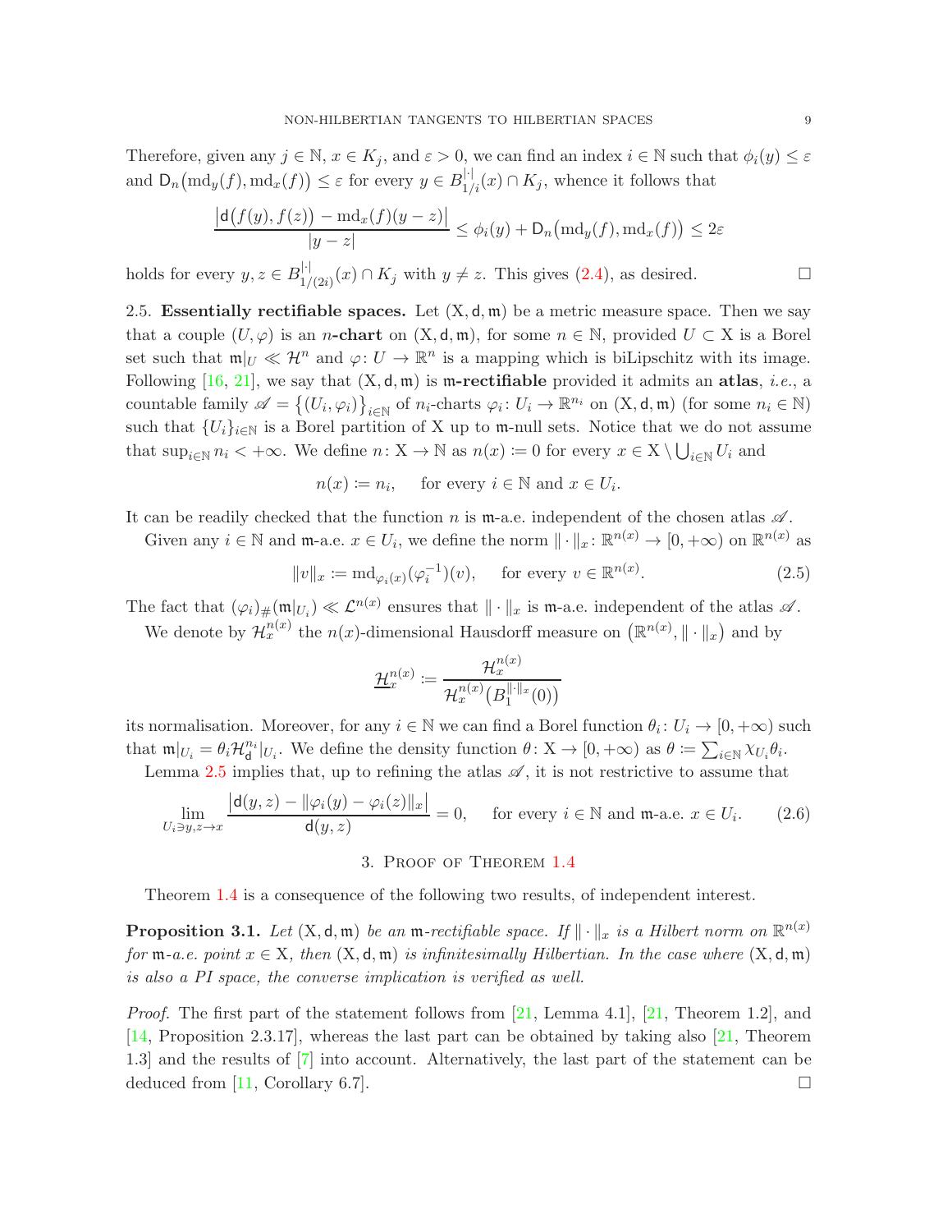Therefore, given any $j \in \mathbb{N}$, $x \in K_j$, and $\varepsilon > 0$, we can find an index $i \in \mathbb{N}$ such that $\phi_i(y) \leq \varepsilon$ and $\mathsf{D}_n\big(\mathrm{md}_y(f), \mathrm{md}_x(f)\big) \leq \varepsilon$ for every $y \in B^{|\cdot|}_{1/i}(x) \cap K_j$, whence it follows that

$$\frac{\big|\mathsf{d}\big(f(y), f(z)\big) - \mathrm{md}_x(f)(y-z)\big|}{|y-z|} \leq \phi_i(y) + \mathsf{D}_n\big(\mathrm{md}_y(f), \mathrm{md}_x(f)\big) \leq 2\varepsilon$$

holds for every $y, z \in B^{|\cdot|}_{1/(2i)}(x) \cap K_j$ with $y \neq z$. This gives (2.4), as desired. □

2.5. **Essentially rectifiable spaces.** Let $(\mathrm{X}, \mathsf{d}, \mathfrak{m})$ be a metric measure space. Then we say that a couple $(U, \varphi)$ is an **$n$-chart** on $(\mathrm{X}, \mathsf{d}, \mathfrak{m})$, for some $n \in \mathbb{N}$, provided $U \subset \mathrm{X}$ is a Borel set such that $\mathfrak{m}|_U \ll \mathcal{H}^n$ and $\varphi \colon U \to \mathbb{R}^n$ is a mapping which is biLipschitz with its image. Following [16, 21], we say that $(\mathrm{X}, \mathsf{d}, \mathfrak{m})$ is **$\mathfrak{m}$-rectifiable** provided it admits an **atlas**, *i.e.*, a countable family $\mathscr{A} = \big\{(U_i, \varphi_i)\big\}_{i \in \mathbb{N}}$ of $n_i$-charts $\varphi_i \colon U_i \to \mathbb{R}^{n_i}$ on $(\mathrm{X}, \mathsf{d}, \mathfrak{m})$ (for some $n_i \in \mathbb{N}$) such that $\{U_i\}_{i \in \mathbb{N}}$ is a Borel partition of $\mathrm{X}$ up to $\mathfrak{m}$-null sets. Notice that we do not assume that $\sup_{i \in \mathbb{N}} n_i < +\infty$. We define $n \colon \mathrm{X} \to \mathbb{N}$ as $n(x) \coloneqq 0$ for every $x \in \mathrm{X} \setminus \bigcup_{i \in \mathbb{N}} U_i$ and

$$n(x) \coloneqq n_i, \quad \text{ for every } i \in \mathbb{N} \text{ and } x \in U_i.$$

It can be readily checked that the function $n$ is $\mathfrak{m}$-a.e. independent of the chosen atlas $\mathscr{A}$.

Given any $i \in \mathbb{N}$ and $\mathfrak{m}$-a.e. $x \in U_i$, we define the norm $\|\cdot\|_x \colon \mathbb{R}^{n(x)} \to [0, +\infty)$ on $\mathbb{R}^{n(x)}$ as

$$\|v\|_x \coloneqq \mathrm{md}_{\varphi_i(x)}(\varphi_i^{-1})(v), \quad \text{ for every } v \in \mathbb{R}^{n(x)}. \tag{2.5}$$

The fact that $(\varphi_i)_\#(\mathfrak{m}|_{U_i}) \ll \mathcal{L}^{n(x)}$ ensures that $\|\cdot\|_x$ is $\mathfrak{m}$-a.e. independent of the atlas $\mathscr{A}$.

We denote by $\mathcal{H}^{n(x)}_x$ the $n(x)$-dimensional Hausdorff measure on $\big(\mathbb{R}^{n(x)}, \|\cdot\|_x\big)$ and by

$$\underline{\mathcal{H}}^{n(x)}_x \coloneqq \frac{\mathcal{H}^{n(x)}_x}{\mathcal{H}^{n(x)}_x\big(B^{\|\cdot\|_x}_1(0)\big)}$$

its normalisation. Moreover, for any $i \in \mathbb{N}$ we can find a Borel function $\theta_i \colon U_i \to [0, +\infty)$ such that $\mathfrak{m}|_{U_i} = \theta_i \mathcal{H}^{n_i}_{\mathsf{d}}|_{U_i}$. We define the density function $\theta \colon \mathrm{X} \to [0, +\infty)$ as $\theta \coloneqq \sum_{i \in \mathbb{N}} \chi_{U_i} \theta_i$.

Lemma 2.5 implies that, up to refining the atlas $\mathscr{A}$, it is not restrictive to assume that

$$\lim_{U_i \ni y, z \to x} \frac{\big|\mathsf{d}(y, z) - \|\varphi_i(y) - \varphi_i(z)\|_x\big|}{\mathsf{d}(y, z)} = 0, \quad \text{ for every } i \in \mathbb{N} \text{ and } \mathfrak{m}\text{-a.e. } x \in U_i. \tag{2.6}$$

## 3. Proof of Theorem 1.4

Theorem 1.4 is a consequence of the following two results, of independent interest.

**Proposition 3.1.** *Let $(\mathrm{X}, \mathsf{d}, \mathfrak{m})$ be an $\mathfrak{m}$-rectifiable space. If $\|\cdot\|_x$ is a Hilbert norm on $\mathbb{R}^{n(x)}$ for $\mathfrak{m}$-a.e. point $x \in \mathrm{X}$, then $(\mathrm{X}, \mathsf{d}, \mathfrak{m})$ is infinitesimally Hilbertian. In the case where $(\mathrm{X}, \mathsf{d}, \mathfrak{m})$ is also a PI space, the converse implication is verified as well.*

*Proof.* The first part of the statement follows from [21, Lemma 4.1], [21, Theorem 1.2], and [14, Proposition 2.3.17], whereas the last part can be obtained by taking also [21, Theorem 1.3] and the results of [7] into account. Alternatively, the last part of the statement can be deduced from [11, Corollary 6.7]. □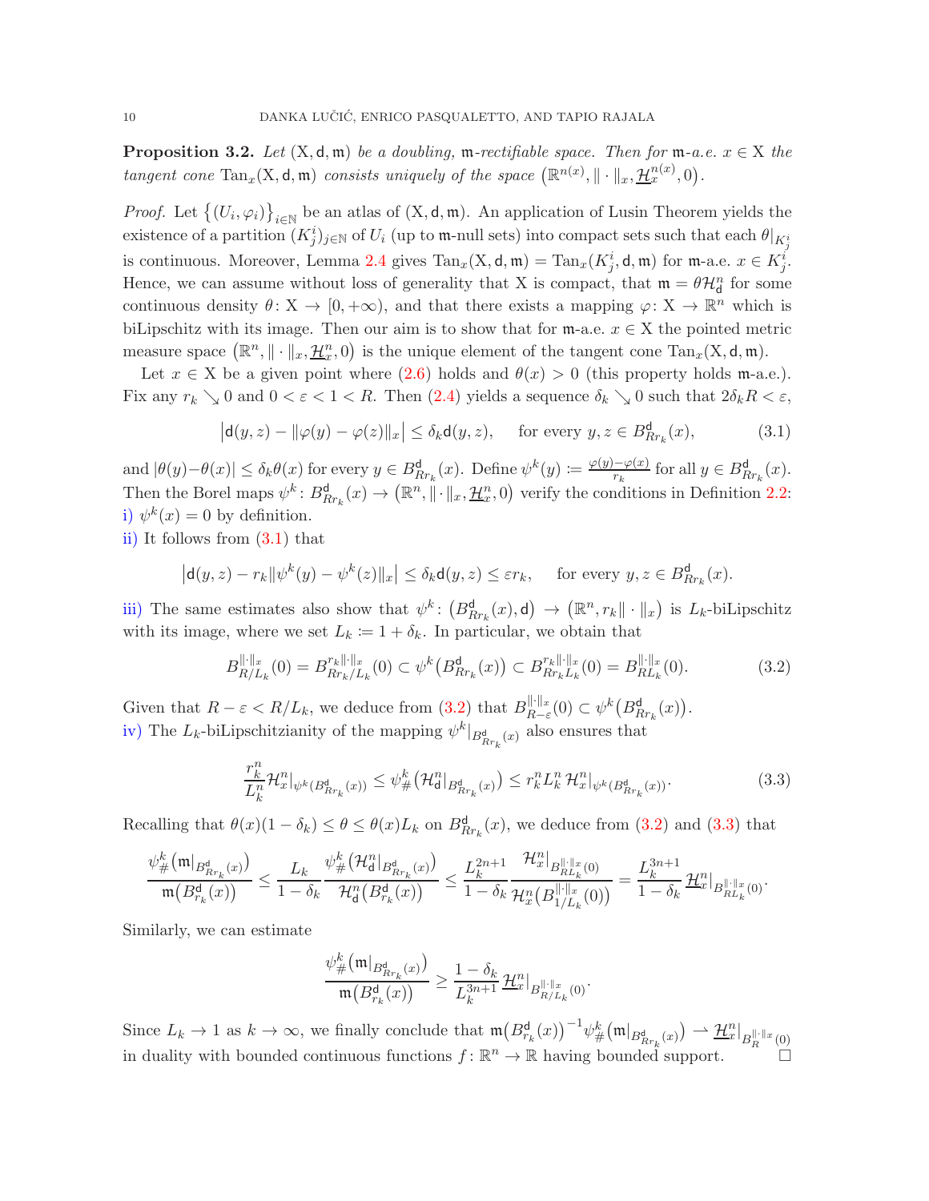**Proposition 3.2.** *Let* $(\mathrm{X},\mathsf{d},\mathfrak{m})$ *be a doubling,* $\mathfrak{m}$*-rectifiable space. Then for* $\mathfrak{m}$*-a.e.* $x\in\mathrm{X}$ *the tangent cone* $\mathrm{Tan}_x(\mathrm{X},\mathsf{d},\mathfrak{m})$ *consists uniquely of the space* $\big(\mathbb{R}^{n(x)},\|\cdot\|_x,\underline{\mathcal{H}}^{n(x)}_x,0\big)$.

*Proof.* Let $\big\{(U_i,\varphi_i)\big\}_{i\in\mathbb{N}}$ be an atlas of $(\mathrm{X},\mathsf{d},\mathfrak{m})$. An application of Lusin Theorem yields the existence of a partition $(K^i_j)_{j\in\mathbb{N}}$ of $U_i$ (up to $\mathfrak{m}$-null sets) into compact sets such that each $\theta|_{K^i_j}$ is continuous. Moreover, Lemma 2.4 gives $\mathrm{Tan}_x(\mathrm{X},\mathsf{d},\mathfrak{m})=\mathrm{Tan}_x(K^i_j,\mathsf{d},\mathfrak{m})$ for $\mathfrak{m}$-a.e. $x\in K^i_j$. Hence, we can assume without loss of generality that $\mathrm{X}$ is compact, that $\mathfrak{m}=\theta\mathcal{H}^n_{\mathsf{d}}$ for some continuous density $\theta\colon\mathrm{X}\to[0,+\infty)$, and that there exists a mapping $\varphi\colon\mathrm{X}\to\mathbb{R}^n$ which is biLipschitz with its image. Then our aim is to show that for $\mathfrak{m}$-a.e. $x\in\mathrm{X}$ the pointed metric measure space $\big(\mathbb{R}^n,\|\cdot\|_x,\underline{\mathcal{H}}^n_x,0\big)$ is the unique element of the tangent cone $\mathrm{Tan}_x(\mathrm{X},\mathsf{d},\mathfrak{m})$.

Let $x\in\mathrm{X}$ be a given point where (2.6) holds and $\theta(x)>0$ (this property holds $\mathfrak{m}$-a.e.). Fix any $r_k\searrow 0$ and $0<\varepsilon<1<R$. Then (2.4) yields a sequence $\delta_k\searrow 0$ such that $2\delta_k R<\varepsilon$,

$$\big|\mathsf{d}(y,z)-\|\varphi(y)-\varphi(z)\|_x\big|\leq\delta_k\mathsf{d}(y,z),\qquad\text{for every }y,z\in B^{\mathsf{d}}_{Rr_k}(x),\tag{3.1}$$

and $|\theta(y)-\theta(x)|\leq\delta_k\theta(x)$ for every $y\in B^{\mathsf{d}}_{Rr_k}(x)$. Define $\psi^k(y):=\frac{\varphi(y)-\varphi(x)}{r_k}$ for all $y\in B^{\mathsf{d}}_{Rr_k}(x)$. Then the Borel maps $\psi^k\colon B^{\mathsf{d}}_{Rr_k}(x)\to\big(\mathbb{R}^n,\|\cdot\|_x,\underline{\mathcal{H}}^n_x,0\big)$ verify the conditions in Definition 2.2:
i) $\psi^k(x)=0$ by definition.
ii) It follows from (3.1) that

$$\big|\mathsf{d}(y,z)-r_k\|\psi^k(y)-\psi^k(z)\|_x\big|\leq\delta_k\mathsf{d}(y,z)\leq\varepsilon r_k,\qquad\text{for every }y,z\in B^{\mathsf{d}}_{Rr_k}(x).$$

iii) The same estimates also show that $\psi^k\colon\big(B^{\mathsf{d}}_{Rr_k}(x),\mathsf{d}\big)\to\big(\mathbb{R}^n,r_k\|\cdot\|_x\big)$ is $L_k$-biLipschitz with its image, where we set $L_k:=1+\delta_k$. In particular, we obtain that

$$B^{\|\cdot\|_x}_{R/L_k}(0)=B^{r_k\|\cdot\|_x}_{Rr_k/L_k}(0)\subset\psi^k\big(B^{\mathsf{d}}_{Rr_k}(x)\big)\subset B^{r_k\|\cdot\|_x}_{Rr_kL_k}(0)=B^{\|\cdot\|_x}_{RL_k}(0).\tag{3.2}$$

Given that $R-\varepsilon<R/L_k$, we deduce from (3.2) that $B^{\|\cdot\|_x}_{R-\varepsilon}(0)\subset\psi^k\big(B^{\mathsf{d}}_{Rr_k}(x)\big)$.
iv) The $L_k$-biLipschitzianity of the mapping $\psi^k|_{B^{\mathsf{d}}_{Rr_k}(x)}$ also ensures that

$$\frac{r_k^n}{L_k^n}\mathcal{H}^n_x|_{\psi^k(B^{\mathsf{d}}_{Rr_k}(x))}\leq\psi^k_\#\big(\mathcal{H}^n_{\mathsf{d}}|_{B^{\mathsf{d}}_{Rr_k}(x)}\big)\leq r_k^nL_k^n\,\mathcal{H}^n_x|_{\psi^k(B^{\mathsf{d}}_{Rr_k}(x))}.\tag{3.3}$$

Recalling that $\theta(x)(1-\delta_k)\leq\theta\leq\theta(x)L_k$ on $B^{\mathsf{d}}_{Rr_k}(x)$, we deduce from (3.2) and (3.3) that

$$\frac{\psi^k_\#\big(\mathfrak{m}|_{B^{\mathsf{d}}_{Rr_k}(x)}\big)}{\mathfrak{m}\big(B^{\mathsf{d}}_{r_k}(x)\big)}\leq\frac{L_k}{1-\delta_k}\frac{\psi^k_\#\big(\mathcal{H}^n_{\mathsf{d}}|_{B^{\mathsf{d}}_{Rr_k}(x)}\big)}{\mathcal{H}^n_{\mathsf{d}}\big(B^{\mathsf{d}}_{r_k}(x)\big)}\leq\frac{L_k^{2n+1}}{1-\delta_k}\frac{\mathcal{H}^n_x|_{B^{\|\cdot\|_x}_{RL_k}(0)}}{\mathcal{H}^n_x\big(B^{\|\cdot\|_x}_{1/L_k}(0)\big)}=\frac{L_k^{3n+1}}{1-\delta_k}\,\underline{\mathcal{H}}^n_x|_{B^{\|\cdot\|_x}_{RL_k}(0)}.$$

Similarly, we can estimate

$$\frac{\psi^k_\#\big(\mathfrak{m}|_{B^{\mathsf{d}}_{Rr_k}(x)}\big)}{\mathfrak{m}\big(B^{\mathsf{d}}_{r_k}(x)\big)}\geq\frac{1-\delta_k}{L_k^{3n+1}}\,\underline{\mathcal{H}}^n_x|_{B^{\|\cdot\|_x}_{R/L_k}(0)}.$$

Since $L_k\to 1$ as $k\to\infty$, we finally conclude that $\mathfrak{m}\big(B^{\mathsf{d}}_{r_k}(x)\big)^{-1}\psi^k_\#\big(\mathfrak{m}|_{B^{\mathsf{d}}_{Rr_k}(x)}\big)\rightharpoonup\underline{\mathcal{H}}^n_x|_{B^{\|\cdot\|_x}_R(0)}$ in duality with bounded continuous functions $f\colon\mathbb{R}^n\to\mathbb{R}$ having bounded support. $\square$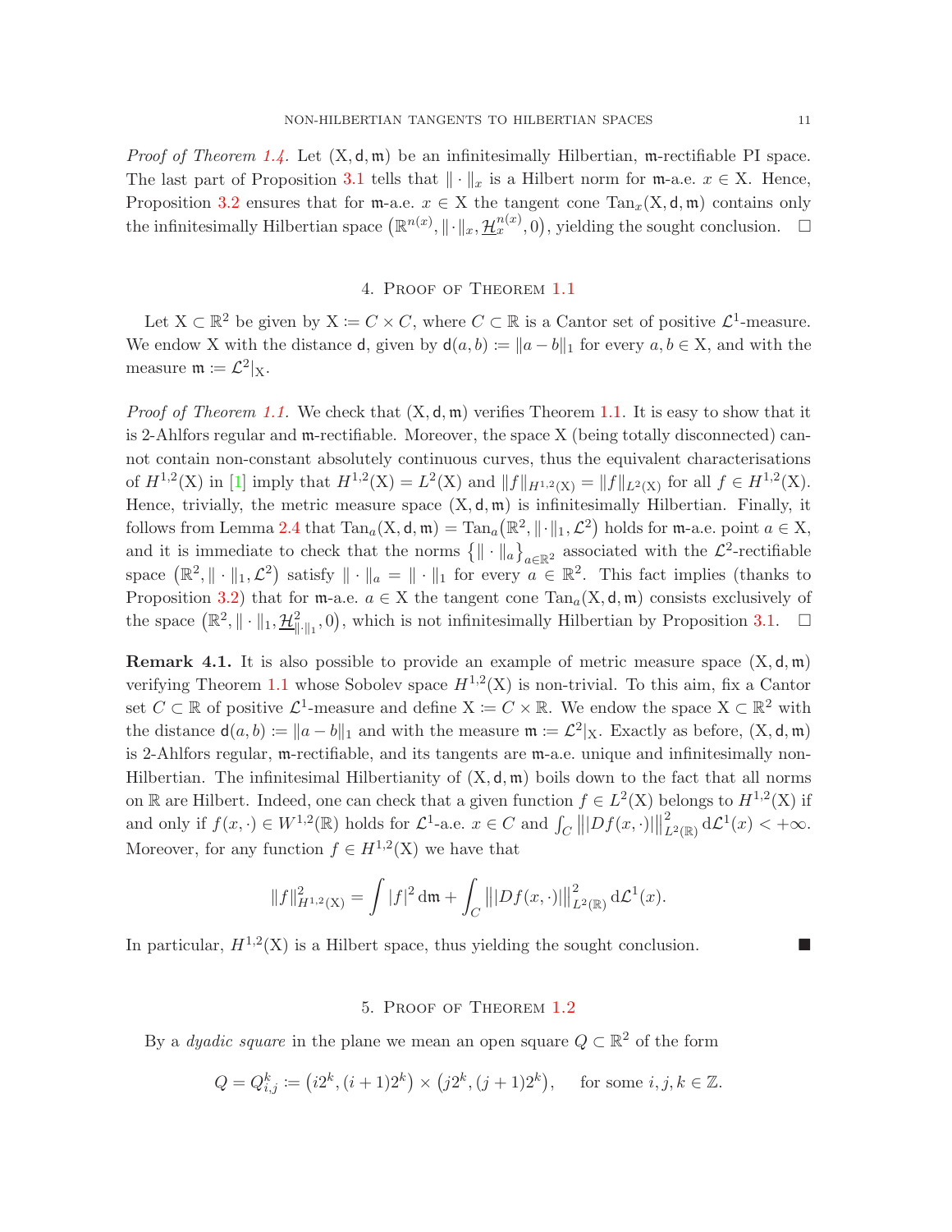*Proof of Theorem 1.4.* Let $(\mathrm{X}, \mathsf{d}, \mathfrak{m})$ be an infinitesimally Hilbertian, $\mathfrak{m}$-rectifiable PI space. The last part of Proposition 3.1 tells that $\|\cdot\|_x$ is a Hilbert norm for $\mathfrak{m}$-a.e. $x \in \mathrm{X}$. Hence, Proposition 3.2 ensures that for $\mathfrak{m}$-a.e. $x \in \mathrm{X}$ the tangent cone $\mathrm{Tan}_x(\mathrm{X}, \mathsf{d}, \mathfrak{m})$ contains only the infinitesimally Hilbertian space $\big(\mathbb{R}^{n(x)}, \|\cdot\|_x, \underline{\mathcal{H}}^{n(x)}_x, 0\big)$, yielding the sought conclusion. □

## 4. Proof of Theorem 1.1

Let $\mathrm{X} \subset \mathbb{R}^2$ be given by $\mathrm{X} \coloneqq C \times C$, where $C \subset \mathbb{R}$ is a Cantor set of positive $\mathcal{L}^1$-measure. We endow $\mathrm{X}$ with the distance $\mathsf{d}$, given by $\mathsf{d}(a, b) \coloneqq \|a - b\|_1$ for every $a, b \in \mathrm{X}$, and with the measure $\mathfrak{m} \coloneqq \mathcal{L}^2|_{\mathrm{X}}$.

*Proof of Theorem 1.1.* We check that $(\mathrm{X}, \mathsf{d}, \mathfrak{m})$ verifies Theorem 1.1. It is easy to show that it is 2-Ahlfors regular and $\mathfrak{m}$-rectifiable. Moreover, the space $\mathrm{X}$ (being totally disconnected) cannot contain non-constant absolutely continuous curves, thus the equivalent characterisations of $H^{1,2}(\mathrm{X})$ in [1] imply that $H^{1,2}(\mathrm{X}) = L^2(\mathrm{X})$ and $\|f\|_{H^{1,2}(\mathrm{X})} = \|f\|_{L^2(\mathrm{X})}$ for all $f \in H^{1,2}(\mathrm{X})$. Hence, trivially, the metric measure space $(\mathrm{X}, \mathsf{d}, \mathfrak{m})$ is infinitesimally Hilbertian. Finally, it follows from Lemma 2.4 that $\mathrm{Tan}_a(\mathrm{X}, \mathsf{d}, \mathfrak{m}) = \mathrm{Tan}_a\big(\mathbb{R}^2, \|\cdot\|_1, \mathcal{L}^2\big)$ holds for $\mathfrak{m}$-a.e. point $a \in \mathrm{X}$, and it is immediate to check that the norms $\big\{\|\cdot\|_a\big\}_{a \in \mathbb{R}^2}$ associated with the $\mathcal{L}^2$-rectifiable space $\big(\mathbb{R}^2, \|\cdot\|_1, \mathcal{L}^2\big)$ satisfy $\|\cdot\|_a = \|\cdot\|_1$ for every $a \in \mathbb{R}^2$. This fact implies (thanks to Proposition 3.2) that for $\mathfrak{m}$-a.e. $a \in \mathrm{X}$ the tangent cone $\mathrm{Tan}_a(\mathrm{X}, \mathsf{d}, \mathfrak{m})$ consists exclusively of the space $\big(\mathbb{R}^2, \|\cdot\|_1, \underline{\mathcal{H}}^2_{\|\cdot\|_1}, 0\big)$, which is not infinitesimally Hilbertian by Proposition 3.1. □

**Remark 4.1.** It is also possible to provide an example of metric measure space $(\mathrm{X}, \mathsf{d}, \mathfrak{m})$ verifying Theorem 1.1 whose Sobolev space $H^{1,2}(\mathrm{X})$ is non-trivial. To this aim, fix a Cantor set $C \subset \mathbb{R}$ of positive $\mathcal{L}^1$-measure and define $\mathrm{X} \coloneqq C \times \mathbb{R}$. We endow the space $\mathrm{X} \subset \mathbb{R}^2$ with the distance $\mathsf{d}(a, b) \coloneqq \|a - b\|_1$ and with the measure $\mathfrak{m} \coloneqq \mathcal{L}^2|_{\mathrm{X}}$. Exactly as before, $(\mathrm{X}, \mathsf{d}, \mathfrak{m})$ is 2-Ahlfors regular, $\mathfrak{m}$-rectifiable, and its tangents are $\mathfrak{m}$-a.e. unique and infinitesimally non-Hilbertian. The infinitesimal Hilbertianity of $(\mathrm{X}, \mathsf{d}, \mathfrak{m})$ boils down to the fact that all norms on $\mathbb{R}$ are Hilbert. Indeed, one can check that a given function $f \in L^2(\mathrm{X})$ belongs to $H^{1,2}(\mathrm{X})$ if and only if $f(x, \cdot) \in W^{1,2}(\mathbb{R})$ holds for $\mathcal{L}^1$-a.e. $x \in C$ and $\int_C \big\||Df(x, \cdot)|\big\|^2_{L^2(\mathbb{R})} \,\mathrm{d}\mathcal{L}^1(x) < +\infty$. Moreover, for any function $f \in H^{1,2}(\mathrm{X})$ we have that

$$
\|f\|^2_{H^{1,2}(\mathrm{X})} = \int |f|^2 \,\mathrm{d}\mathfrak{m} + \int_C \big\||Df(x, \cdot)|\big\|^2_{L^2(\mathbb{R})} \,\mathrm{d}\mathcal{L}^1(x).
$$

In particular, $H^{1,2}(\mathrm{X})$ is a Hilbert space, thus yielding the sought conclusion. ■

## 5. Proof of Theorem 1.2

By a *dyadic square* in the plane we mean an open square $Q \subset \mathbb{R}^2$ of the form

$$
Q = Q^k_{i,j} \coloneqq \big(i2^k, (i+1)2^k\big) \times \big(j2^k, (j+1)2^k\big), \qquad \text{for some } i, j, k \in \mathbb{Z}.
$$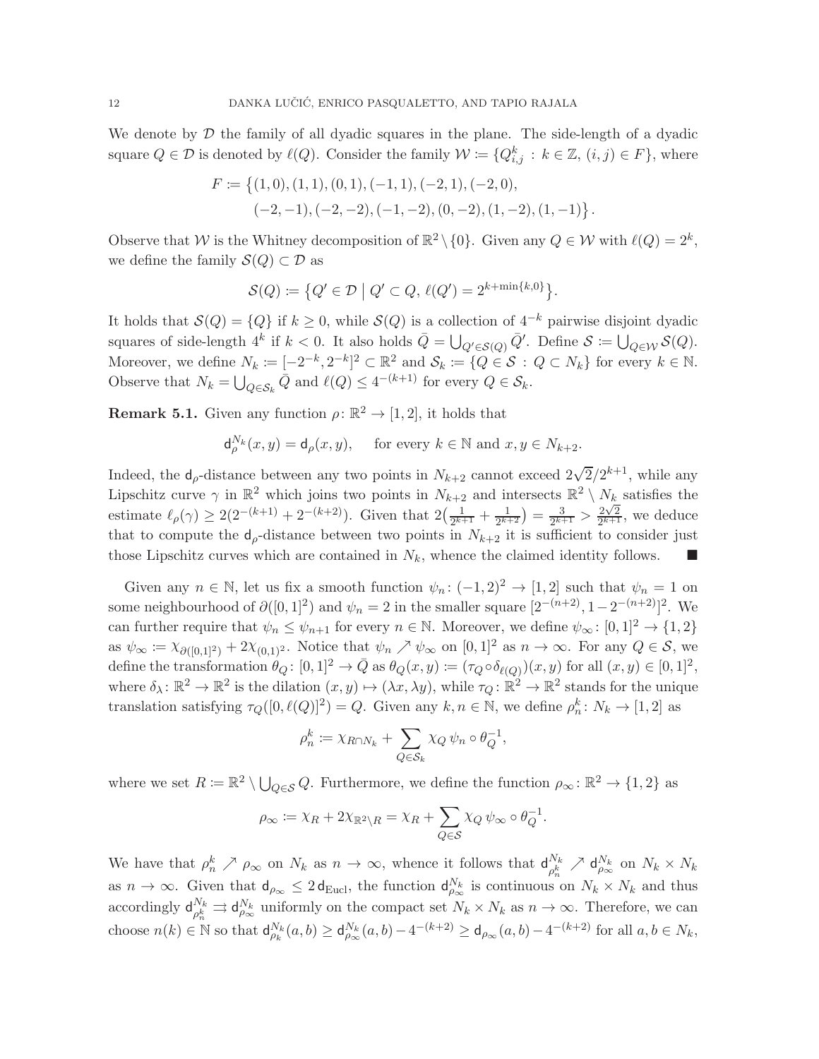We denote by $\mathcal{D}$ the family of all dyadic squares in the plane. The side-length of a dyadic square $Q \in \mathcal{D}$ is denoted by $\ell(Q)$. Consider the family $\mathcal{W} := \{Q^k_{i,j} : k \in \mathbb{Z}, (i,j) \in F\}$, where

$$
\begin{aligned}
F := \big\{&(1,0),(1,1),(0,1),(-1,1),(-2,1),(-2,0),\\
&(-2,-1),(-2,-2),(-1,-2),(0,-2),(1,-2),(1,-1)\big\}.
\end{aligned}
$$

Observe that $\mathcal{W}$ is the Whitney decomposition of $\mathbb{R}^2 \setminus \{0\}$. Given any $Q \in \mathcal{W}$ with $\ell(Q) = 2^k$, we define the family $\mathcal{S}(Q) \subset \mathcal{D}$ as

$$
\mathcal{S}(Q) := \big\{Q' \in \mathcal{D} \;\big|\; Q' \subset Q,\, \ell(Q') = 2^{k+\min\{k,0\}}\big\}.
$$

It holds that $\mathcal{S}(Q) = \{Q\}$ if $k \geq 0$, while $\mathcal{S}(Q)$ is a collection of $4^{-k}$ pairwise disjoint dyadic squares of side-length $4^k$ if $k < 0$. It also holds $\bar{Q} = \bigcup_{Q' \in \mathcal{S}(Q)} \bar{Q}'$. Define $\mathcal{S} := \bigcup_{Q \in \mathcal{W}} \mathcal{S}(Q)$. Moreover, we define $N_k := [-2^{-k}, 2^{-k}]^2 \subset \mathbb{R}^2$ and $\mathcal{S}_k := \{Q \in \mathcal{S} : Q \subset N_k\}$ for every $k \in \mathbb{N}$. Observe that $N_k = \bigcup_{Q \in \mathcal{S}_k} \bar{Q}$ and $\ell(Q) \leq 4^{-(k+1)}$ for every $Q \in \mathcal{S}_k$.

**Remark 5.1.** Given any function $\rho \colon \mathbb{R}^2 \to [1,2]$, it holds that

$$
\mathsf{d}^{N_k}_\rho(x,y) = \mathsf{d}_\rho(x,y), \quad \text{for every } k \in \mathbb{N} \text{ and } x, y \in N_{k+2}.
$$

Indeed, the $\mathsf{d}_\rho$-distance between any two points in $N_{k+2}$ cannot exceed $2\sqrt{2}/2^{k+1}$, while any Lipschitz curve $\gamma$ in $\mathbb{R}^2$ which joins two points in $N_{k+2}$ and intersects $\mathbb{R}^2 \setminus N_k$ satisfies the estimate $\ell_\rho(\gamma) \geq 2(2^{-(k+1)} + 2^{-(k+2)})$. Given that $2\big(\frac{1}{2^{k+1}} + \frac{1}{2^{k+2}}\big) = \frac{3}{2^{k+1}} > \frac{2\sqrt{2}}{2^{k+1}}$, we deduce that to compute the $\mathsf{d}_\rho$-distance between two points in $N_{k+2}$ it is sufficient to consider just those Lipschitz curves which are contained in $N_k$, whence the claimed identity follows. ■

Given any $n \in \mathbb{N}$, let us fix a smooth function $\psi_n \colon (-1,2)^2 \to [1,2]$ such that $\psi_n = 1$ on some neighbourhood of $\partial([0,1]^2)$ and $\psi_n = 2$ in the smaller square $[2^{-(n+2)}, 1-2^{-(n+2)}]^2$. We can further require that $\psi_n \leq \psi_{n+1}$ for every $n \in \mathbb{N}$. Moreover, we define $\psi_\infty \colon [0,1]^2 \to \{1,2\}$ as $\psi_\infty := \chi_{\partial([0,1]^2)} + 2\chi_{(0,1)^2}$. Notice that $\psi_n \nearrow \psi_\infty$ on $[0,1]^2$ as $n \to \infty$. For any $Q \in \mathcal{S}$, we define the transformation $\theta_Q \colon [0,1]^2 \to \bar{Q}$ as $\theta_Q(x,y) := (\tau_Q \circ \delta_{\ell(Q)})(x,y)$ for all $(x,y) \in [0,1]^2$, where $\delta_\lambda \colon \mathbb{R}^2 \to \mathbb{R}^2$ is the dilation $(x,y) \mapsto (\lambda x, \lambda y)$, while $\tau_Q \colon \mathbb{R}^2 \to \mathbb{R}^2$ stands for the unique translation satisfying $\tau_Q([0,\ell(Q)]^2) = Q$. Given any $k, n \in \mathbb{N}$, we define $\rho^k_n \colon N_k \to [1,2]$ as

$$
\rho^k_n := \chi_{R \cap N_k} + \sum_{Q \in \mathcal{S}_k} \chi_Q\, \psi_n \circ \theta_Q^{-1},
$$

where we set $R := \mathbb{R}^2 \setminus \bigcup_{Q \in \mathcal{S}} Q$. Furthermore, we define the function $\rho_\infty \colon \mathbb{R}^2 \to \{1,2\}$ as

$$
\rho_\infty := \chi_R + 2\chi_{\mathbb{R}^2 \setminus R} = \chi_R + \sum_{Q \in \mathcal{S}} \chi_Q\, \psi_\infty \circ \theta_Q^{-1}.
$$

We have that $\rho^k_n \nearrow \rho_\infty$ on $N_k$ as $n \to \infty$, whence it follows that $\mathsf{d}^{N_k}_{\rho^k_n} \nearrow \mathsf{d}^{N_k}_{\rho_\infty}$ on $N_k \times N_k$ as $n \to \infty$. Given that $\mathsf{d}_{\rho_\infty} \leq 2\,\mathsf{d}_{\mathrm{Eucl}}$, the function $\mathsf{d}^{N_k}_{\rho_\infty}$ is continuous on $N_k \times N_k$ and thus accordingly $\mathsf{d}^{N_k}_{\rho^k_n} \rightrightarrows \mathsf{d}^{N_k}_{\rho_\infty}$ uniformly on the compact set $N_k \times N_k$ as $n \to \infty$. Therefore, we can choose $n(k) \in \mathbb{N}$ so that $\mathsf{d}^{N_k}_{\rho_k}(a,b) \geq \mathsf{d}^{N_k}_{\rho_\infty}(a,b) - 4^{-(k+2)} \geq \mathsf{d}_{\rho_\infty}(a,b) - 4^{-(k+2)}$ for all $a, b \in N_k$,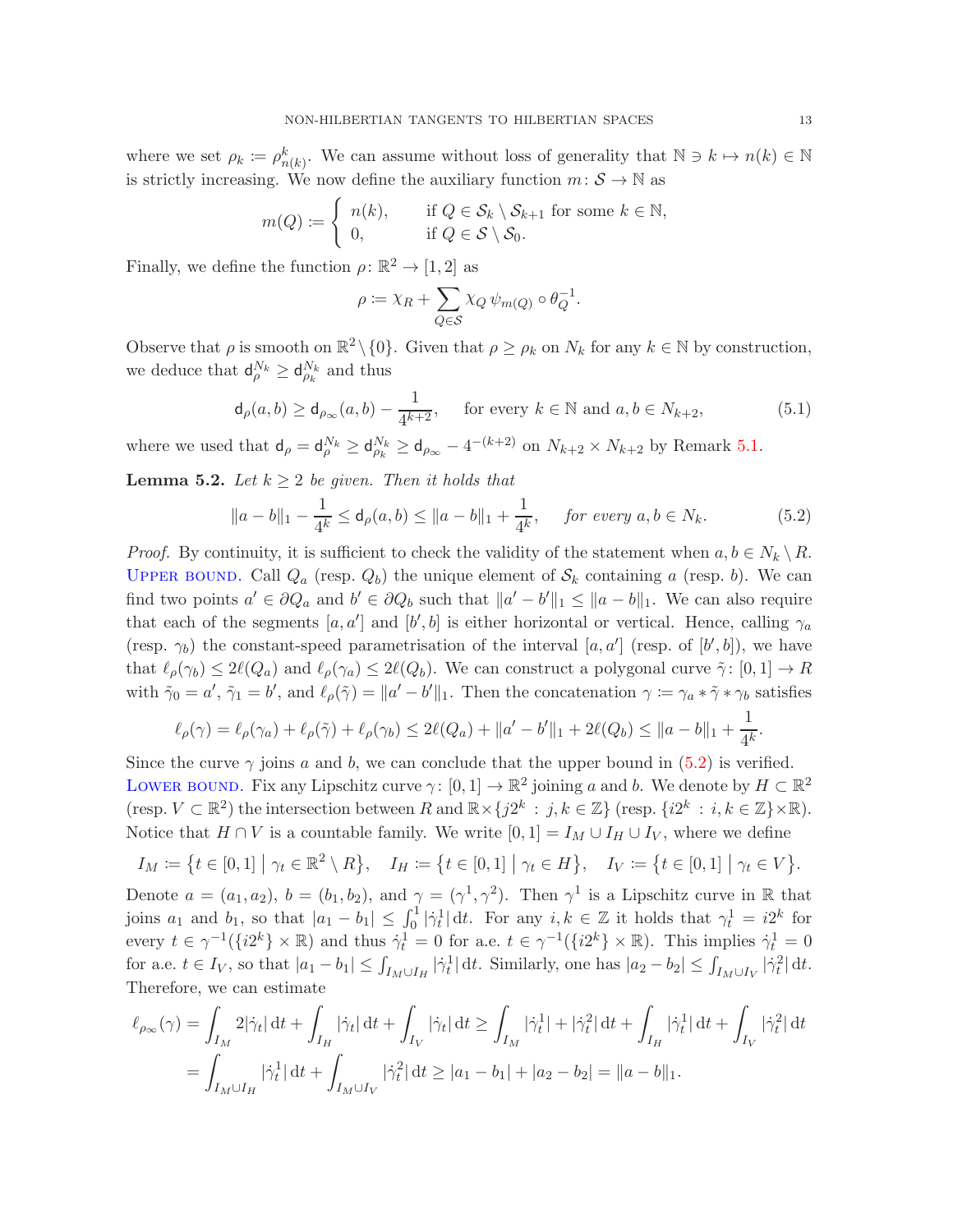where we set $\rho_k \coloneqq \rho^k_{n(k)}$. We can assume without loss of generality that $\mathbb{N} \ni k \mapsto n(k) \in \mathbb{N}$ is strictly increasing. We now define the auxiliary function $m\colon \mathcal{S} \to \mathbb{N}$ as

$$m(Q) \coloneqq \begin{cases} n(k), & \text{if } Q \in \mathcal{S}_k \setminus \mathcal{S}_{k+1} \text{ for some } k \in \mathbb{N}, \\ 0, & \text{if } Q \in \mathcal{S} \setminus \mathcal{S}_0. \end{cases}$$

Finally, we define the function $\rho\colon \mathbb{R}^2 \to [1,2]$ as

$$\rho \coloneqq \chi_R + \sum_{Q\in\mathcal{S}} \chi_Q \, \psi_{m(Q)} \circ \theta_Q^{-1}.$$

Observe that $\rho$ is smooth on $\mathbb{R}^2 \setminus \{0\}$. Given that $\rho \geq \rho_k$ on $N_k$ for any $k \in \mathbb{N}$ by construction, we deduce that $\mathsf{d}^{N_k}_\rho \geq \mathsf{d}^{N_k}_{\rho_k}$ and thus

$$\mathsf{d}_\rho(a,b) \geq \mathsf{d}_{\rho_\infty}(a,b) - \frac{1}{4^{k+2}}, \quad \text{for every } k \in \mathbb{N} \text{ and } a,b \in N_{k+2}, \tag{5.1}$$

where we used that $\mathsf{d}_\rho = \mathsf{d}^{N_k}_\rho \geq \mathsf{d}^{N_k}_{\rho_k} \geq \mathsf{d}_{\rho_\infty} - 4^{-(k+2)}$ on $N_{k+2} \times N_{k+2}$ by Remark 5.1.

**Lemma 5.2.** *Let $k \geq 2$ be given. Then it holds that*

$$\|a-b\|_1 - \frac{1}{4^k} \leq \mathsf{d}_\rho(a,b) \leq \|a-b\|_1 + \frac{1}{4^k}, \quad \text{for every } a,b \in N_k. \tag{5.2}$$

*Proof.* By continuity, it is sufficient to check the validity of the statement when $a,b \in N_k \setminus R$.
Upper bound. Call $Q_a$ (resp. $Q_b$) the unique element of $\mathcal{S}_k$ containing $a$ (resp. $b$). We can find two points $a' \in \partial Q_a$ and $b' \in \partial Q_b$ such that $\|a'-b'\|_1 \leq \|a-b\|_1$. We can also require that each of the segments $[a,a']$ and $[b',b]$ is either horizontal or vertical. Hence, calling $\gamma_a$ (resp. $\gamma_b$) the constant-speed parametrisation of the interval $[a,a']$ (resp. of $[b',b]$), we have that $\ell_\rho(\gamma_b) \leq 2\ell(Q_a)$ and $\ell_\rho(\gamma_a) \leq 2\ell(Q_b)$. We can construct a polygonal curve $\tilde\gamma\colon [0,1] \to R$ with $\tilde\gamma_0 = a'$, $\tilde\gamma_1 = b'$, and $\ell_\rho(\tilde\gamma) = \|a'-b'\|_1$. Then the concatenation $\gamma \coloneqq \gamma_a * \tilde\gamma * \gamma_b$ satisfies

$$\ell_\rho(\gamma) = \ell_\rho(\gamma_a) + \ell_\rho(\tilde\gamma) + \ell_\rho(\gamma_b) \leq 2\ell(Q_a) + \|a'-b'\|_1 + 2\ell(Q_b) \leq \|a-b\|_1 + \frac{1}{4^k}.$$

Since the curve $\gamma$ joins $a$ and $b$, we can conclude that the upper bound in (5.2) is verified.
Lower bound. Fix any Lipschitz curve $\gamma\colon [0,1] \to \mathbb{R}^2$ joining $a$ and $b$. We denote by $H \subset \mathbb{R}^2$ (resp. $V \subset \mathbb{R}^2$) the intersection between $R$ and $\mathbb{R} \times \{j2^k : j,k \in \mathbb{Z}\}$ (resp. $\{i2^k : i,k \in \mathbb{Z}\} \times \mathbb{R}$). Notice that $H \cap V$ is a countable family. We write $[0,1] = I_M \cup I_H \cup I_V$, where we define

$$I_M \coloneqq \big\{t \in [0,1] \,\big|\, \gamma_t \in \mathbb{R}^2 \setminus R\big\}, \quad I_H \coloneqq \big\{t \in [0,1] \,\big|\, \gamma_t \in H\big\}, \quad I_V \coloneqq \big\{t \in [0,1] \,\big|\, \gamma_t \in V\big\}.$$

Denote $a = (a_1,a_2)$, $b = (b_1,b_2)$, and $\gamma = (\gamma^1,\gamma^2)$. Then $\gamma^1$ is a Lipschitz curve in $\mathbb{R}$ that joins $a_1$ and $b_1$, so that $|a_1 - b_1| \leq \int_0^1 |\dot\gamma^1_t| \,\mathrm{d}t$. For any $i,k \in \mathbb{Z}$ it holds that $\gamma^1_t = i2^k$ for every $t \in \gamma^{-1}(\{i2^k\} \times \mathbb{R})$ and thus $\dot\gamma^1_t = 0$ for a.e. $t \in \gamma^{-1}(\{i2^k\} \times \mathbb{R})$. This implies $\dot\gamma^1_t = 0$ for a.e. $t \in I_V$, so that $|a_1 - b_1| \leq \int_{I_M \cup I_H} |\dot\gamma^1_t| \,\mathrm{d}t$. Similarly, one has $|a_2 - b_2| \leq \int_{I_M \cup I_V} |\dot\gamma^2_t| \,\mathrm{d}t$. Therefore, we can estimate

$$\begin{aligned}
\ell_{\rho_\infty}(\gamma) &= \int_{I_M} 2|\dot\gamma_t| \,\mathrm{d}t + \int_{I_H} |\dot\gamma_t| \,\mathrm{d}t + \int_{I_V} |\dot\gamma_t| \,\mathrm{d}t \geq \int_{I_M} |\dot\gamma^1_t| + |\dot\gamma^2_t| \,\mathrm{d}t + \int_{I_H} |\dot\gamma^1_t| \,\mathrm{d}t + \int_{I_V} |\dot\gamma^2_t| \,\mathrm{d}t \\
&= \int_{I_M \cup I_H} |\dot\gamma^1_t| \,\mathrm{d}t + \int_{I_M \cup I_V} |\dot\gamma^2_t| \,\mathrm{d}t \geq |a_1 - b_1| + |a_2 - b_2| = \|a-b\|_1.
\end{aligned}$$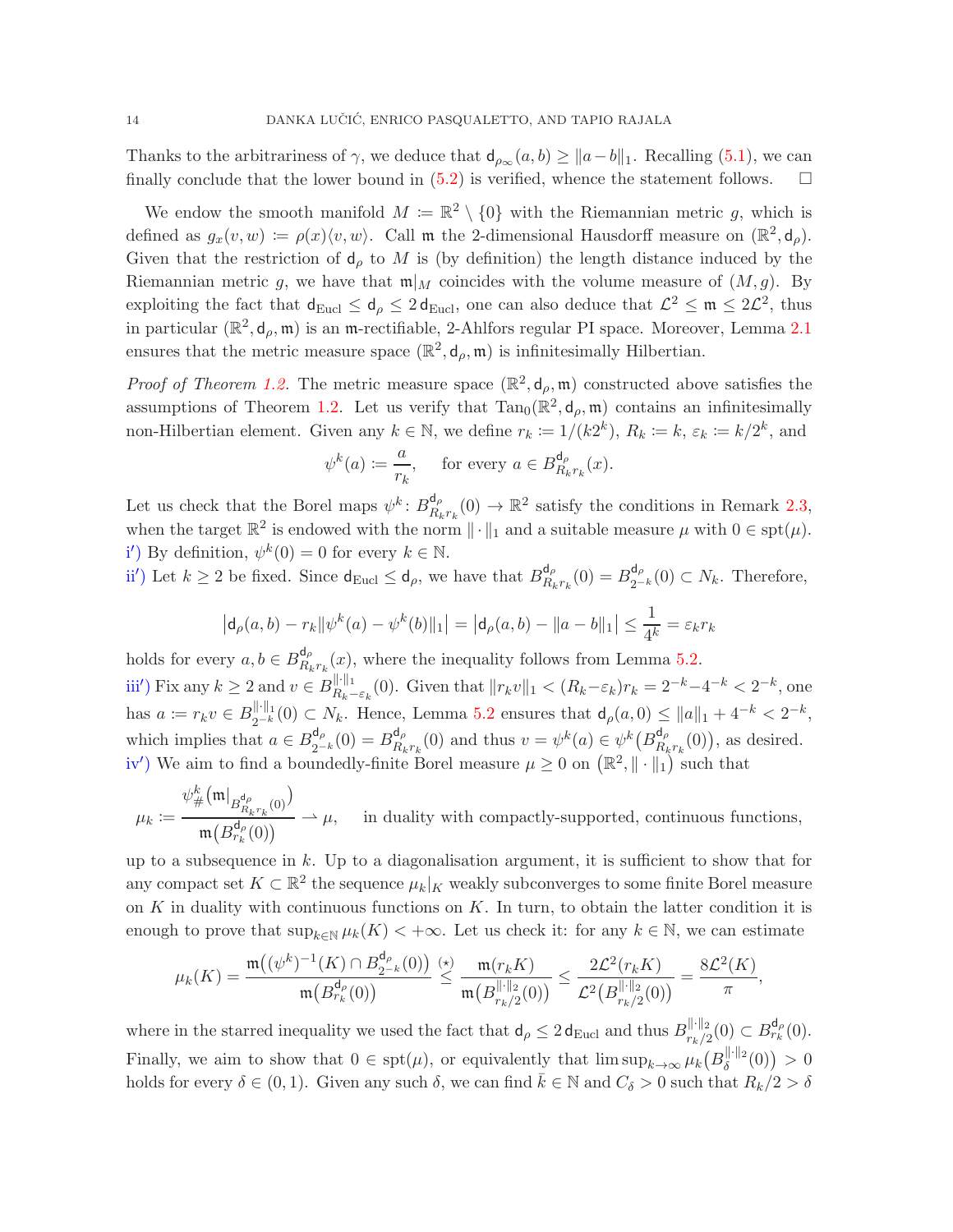Thanks to the arbitrariness of $\gamma$, we deduce that $\mathsf{d}_{\rho_\infty}(a,b) \geq \|a-b\|_1$. Recalling (5.1), we can finally conclude that the lower bound in (5.2) is verified, whence the statement follows. $\square$

We endow the smooth manifold $M \coloneqq \mathbb{R}^2 \setminus \{0\}$ with the Riemannian metric $g$, which is defined as $g_x(v,w) \coloneqq \rho(x)\langle v,w\rangle$. Call $\mathfrak{m}$ the 2-dimensional Hausdorff measure on $(\mathbb{R}^2, \mathsf{d}_\rho)$. Given that the restriction of $\mathsf{d}_\rho$ to $M$ is (by definition) the length distance induced by the Riemannian metric $g$, we have that $\mathfrak{m}|_M$ coincides with the volume measure of $(M,g)$. By exploiting the fact that $\mathsf{d}_{\rm Eucl} \leq \mathsf{d}_\rho \leq 2\,\mathsf{d}_{\rm Eucl}$, one can also deduce that $\mathcal{L}^2 \leq \mathfrak{m} \leq 2\mathcal{L}^2$, thus in particular $(\mathbb{R}^2, \mathsf{d}_\rho, \mathfrak{m})$ is an $\mathfrak{m}$-rectifiable, 2-Ahlfors regular PI space. Moreover, Lemma 2.1 ensures that the metric measure space $(\mathbb{R}^2, \mathsf{d}_\rho, \mathfrak{m})$ is infinitesimally Hilbertian.

*Proof of Theorem 1.2.* The metric measure space $(\mathbb{R}^2, \mathsf{d}_\rho, \mathfrak{m})$ constructed above satisfies the assumptions of Theorem 1.2. Let us verify that $\mathrm{Tan}_0(\mathbb{R}^2, \mathsf{d}_\rho, \mathfrak{m})$ contains an infinitesimally non-Hilbertian element. Given any $k \in \mathbb{N}$, we define $r_k \coloneqq 1/(k2^k)$, $R_k \coloneqq k$, $\varepsilon_k \coloneqq k/2^k$, and

$$\psi^k(a) \coloneqq \frac{a}{r_k}, \quad \text{for every } a \in B^{\mathsf{d}_\rho}_{R_k r_k}(x).$$

Let us check that the Borel maps $\psi^k \colon B^{\mathsf{d}_\rho}_{R_k r_k}(0) \to \mathbb{R}^2$ satisfy the conditions in Remark 2.3, when the target $\mathbb{R}^2$ is endowed with the norm $\|\cdot\|_1$ and a suitable measure $\mu$ with $0 \in \mathrm{spt}(\mu)$.
i′) By definition, $\psi^k(0) = 0$ for every $k \in \mathbb{N}$.
ii′) Let $k \geq 2$ be fixed. Since $\mathsf{d}_{\rm Eucl} \leq \mathsf{d}_\rho$, we have that $B^{\mathsf{d}_\rho}_{R_k r_k}(0) = B^{\mathsf{d}_\rho}_{2^{-k}}(0) \subset N_k$. Therefore,

$$\big|\mathsf{d}_\rho(a,b) - r_k\|\psi^k(a) - \psi^k(b)\|_1\big| = \big|\mathsf{d}_\rho(a,b) - \|a-b\|_1\big| \leq \frac{1}{4^k} = \varepsilon_k r_k$$

holds for every $a,b \in B^{\mathsf{d}_\rho}_{R_k r_k}(x)$, where the inequality follows from Lemma 5.2.
iii′) Fix any $k \geq 2$ and $v \in B^{\|\cdot\|_1}_{R_k - \varepsilon_k}(0)$. Given that $\|r_k v\|_1 < (R_k - \varepsilon_k) r_k = 2^{-k} - 4^{-k} < 2^{-k}$, one has $a \coloneqq r_k v \in B^{\|\cdot\|_1}_{2^{-k}}(0) \subset N_k$. Hence, Lemma 5.2 ensures that $\mathsf{d}_\rho(a,0) \leq \|a\|_1 + 4^{-k} < 2^{-k}$, which implies that $a \in B^{\mathsf{d}_\rho}_{2^{-k}}(0) = B^{\mathsf{d}_\rho}_{R_k r_k}(0)$ and thus $v = \psi^k(a) \in \psi^k\big(B^{\mathsf{d}_\rho}_{R_k r_k}(0)\big)$, as desired.
iv′) We aim to find a boundedly-finite Borel measure $\mu \geq 0$ on $\big(\mathbb{R}^2, \|\cdot\|_1\big)$ such that

$$\mu_k \coloneqq \frac{\psi^k_\#\big(\mathfrak{m}|_{B^{\mathsf{d}_\rho}_{R_k r_k}(0)}\big)}{\mathfrak{m}\big(B^{\mathsf{d}_\rho}_{r_k}(0)\big)} \rightharpoonup \mu, \quad \text{in duality with compactly-supported, continuous functions,}$$

up to a subsequence in $k$. Up to a diagonalisation argument, it is sufficient to show that for any compact set $K \subset \mathbb{R}^2$ the sequence $\mu_k|_K$ weakly subconverges to some finite Borel measure on $K$ in duality with continuous functions on $K$. In turn, to obtain the latter condition it is enough to prove that $\sup_{k\in\mathbb{N}} \mu_k(K) < +\infty$. Let us check it: for any $k \in \mathbb{N}$, we can estimate

$$\mu_k(K) = \frac{\mathfrak{m}\big((\psi^k)^{-1}(K) \cap B^{\mathsf{d}_\rho}_{2^{-k}}(0)\big)}{\mathfrak{m}\big(B^{\mathsf{d}_\rho}_{r_k}(0)\big)} \overset{(\star)}{\leq} \frac{\mathfrak{m}(r_k K)}{\mathfrak{m}\big(B^{\|\cdot\|_2}_{r_k/2}(0)\big)} \leq \frac{2\mathcal{L}^2(r_k K)}{\mathcal{L}^2\big(B^{\|\cdot\|_2}_{r_k/2}(0)\big)} = \frac{8\mathcal{L}^2(K)}{\pi},$$

where in the starred inequality we used the fact that $\mathsf{d}_\rho \leq 2\,\mathsf{d}_{\rm Eucl}$ and thus $B^{\|\cdot\|_2}_{r_k/2}(0) \subset B^{\mathsf{d}_\rho}_{r_k}(0)$. Finally, we aim to show that $0 \in \mathrm{spt}(\mu)$, or equivalently that $\limsup_{k\to\infty} \mu_k\big(B^{\|\cdot\|_2}_\delta(0)\big) > 0$ holds for every $\delta \in (0,1)$. Given any such $\delta$, we can find $\bar{k} \in \mathbb{N}$ and $C_\delta > 0$ such that $R_k/2 > \delta$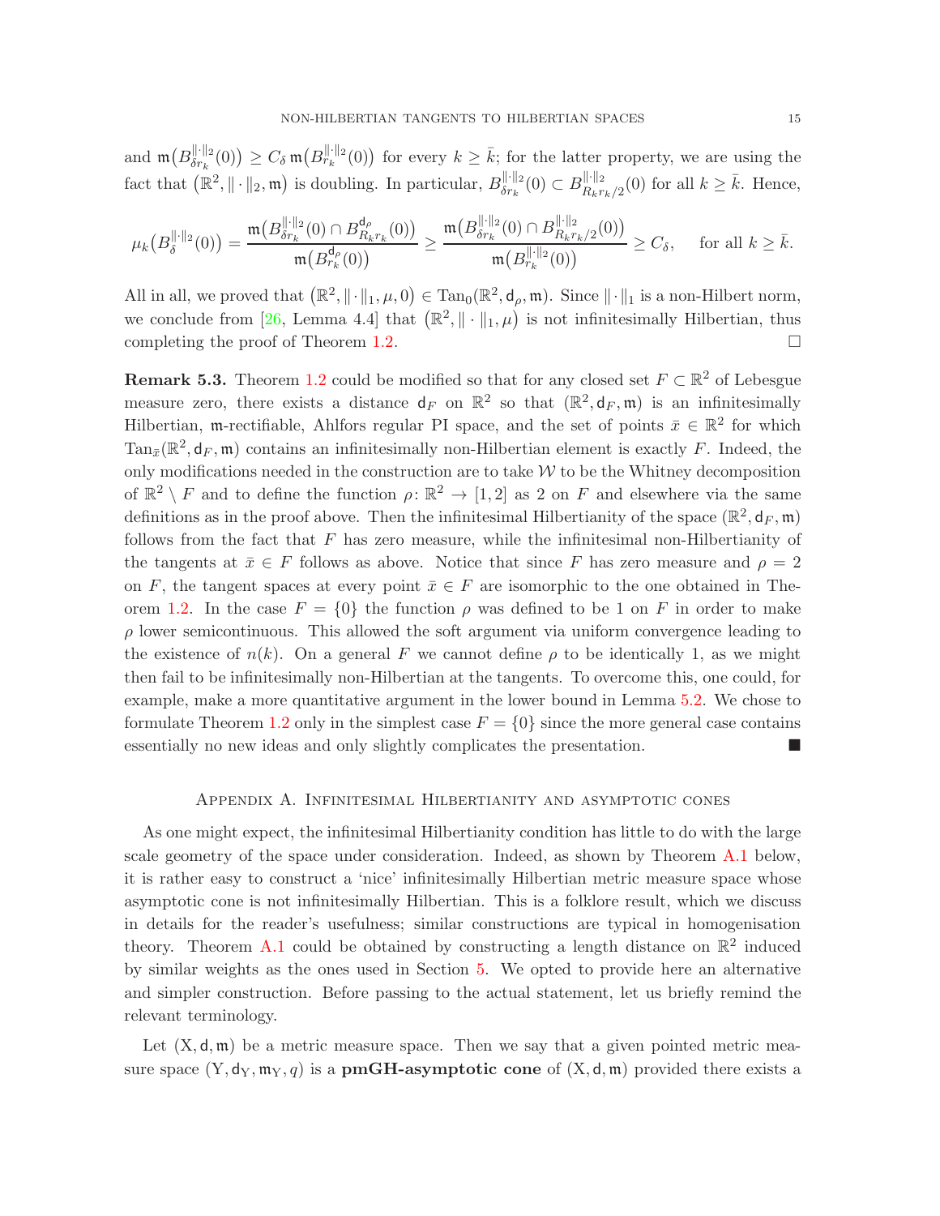and $\mathfrak{m}\big(B^{\|\cdot\|_2}_{\delta r_k}(0)\big) \geq C_\delta\, \mathfrak{m}\big(B^{\|\cdot\|_2}_{r_k}(0)\big)$ for every $k \geq \bar{k}$; for the latter property, we are using the fact that $\big(\mathbb{R}^2, \|\cdot\|_2, \mathfrak{m}\big)$ is doubling. In particular, $B^{\|\cdot\|_2}_{\delta r_k}(0) \subset B^{\|\cdot\|_2}_{R_k r_k/2}(0)$ for all $k \geq \bar{k}$. Hence,

$$\mu_k\big(B^{\|\cdot\|_2}_{\delta}(0)\big) = \frac{\mathfrak{m}\big(B^{\|\cdot\|_2}_{\delta r_k}(0) \cap B^{\mathsf{d}_\rho}_{R_k r_k}(0)\big)}{\mathfrak{m}\big(B^{\mathsf{d}_\rho}_{r_k}(0)\big)} \geq \frac{\mathfrak{m}\big(B^{\|\cdot\|_2}_{\delta r_k}(0) \cap B^{\|\cdot\|_2}_{R_k r_k/2}(0)\big)}{\mathfrak{m}\big(B^{\|\cdot\|_2}_{r_k}(0)\big)} \geq C_\delta, \quad \text{ for all } k \geq \bar{k}.$$

All in all, we proved that $\big(\mathbb{R}^2, \|\cdot\|_1, \mu, 0\big) \in \mathrm{Tan}_0(\mathbb{R}^2, \mathsf{d}_\rho, \mathfrak{m})$. Since $\|\cdot\|_1$ is a non-Hilbert norm, we conclude from [26, Lemma 4.4] that $\big(\mathbb{R}^2, \|\cdot\|_1, \mu\big)$ is not infinitesimally Hilbertian, thus completing the proof of Theorem 1.2. □

**Remark 5.3.** Theorem 1.2 could be modified so that for any closed set $F \subset \mathbb{R}^2$ of Lebesgue measure zero, there exists a distance $\mathsf{d}_F$ on $\mathbb{R}^2$ so that $(\mathbb{R}^2, \mathsf{d}_F, \mathfrak{m})$ is an infinitesimally Hilbertian, $\mathfrak{m}$-rectifiable, Ahlfors regular PI space, and the set of points $\bar{x} \in \mathbb{R}^2$ for which $\mathrm{Tan}_{\bar{x}}(\mathbb{R}^2, \mathsf{d}_F, \mathfrak{m})$ contains an infinitesimally non-Hilbertian element is exactly $F$. Indeed, the only modifications needed in the construction are to take $\mathcal{W}$ to be the Whitney decomposition of $\mathbb{R}^2 \setminus F$ and to define the function $\rho\colon \mathbb{R}^2 \to [1,2]$ as 2 on $F$ and elsewhere via the same definitions as in the proof above. Then the infinitesimal Hilbertianity of the space $(\mathbb{R}^2, \mathsf{d}_F, \mathfrak{m})$ follows from the fact that $F$ has zero measure, while the infinitesimal non-Hilbertianity of the tangents at $\bar{x} \in F$ follows as above. Notice that since $F$ has zero measure and $\rho = 2$ on $F$, the tangent spaces at every point $\bar{x} \in F$ are isomorphic to the one obtained in Theorem 1.2. In the case $F = \{0\}$ the function $\rho$ was defined to be 1 on $F$ in order to make $\rho$ lower semicontinuous. This allowed the soft argument via uniform convergence leading to the existence of $n(k)$. On a general $F$ we cannot define $\rho$ to be identically 1, as we might then fail to be infinitesimally non-Hilbertian at the tangents. To overcome this, one could, for example, make a more quantitative argument in the lower bound in Lemma 5.2. We chose to formulate Theorem 1.2 only in the simplest case $F = \{0\}$ since the more general case contains essentially no new ideas and only slightly complicates the presentation. ■

## Appendix A. Infinitesimal Hilbertianity and asymptotic cones

As one might expect, the infinitesimal Hilbertianity condition has little to do with the large scale geometry of the space under consideration. Indeed, as shown by Theorem A.1 below, it is rather easy to construct a 'nice' infinitesimally Hilbertian metric measure space whose asymptotic cone is not infinitesimally Hilbertian. This is a folklore result, which we discuss in details for the reader's usefulness; similar constructions are typical in homogenisation theory. Theorem A.1 could be obtained by constructing a length distance on $\mathbb{R}^2$ induced by similar weights as the ones used in Section 5. We opted to provide here an alternative and simpler construction. Before passing to the actual statement, let us briefly remind the relevant terminology.

Let $(\mathrm{X}, \mathsf{d}, \mathfrak{m})$ be a metric measure space. Then we say that a given pointed metric measure space $(\mathrm{Y}, \mathsf{d}_\mathrm{Y}, \mathfrak{m}_\mathrm{Y}, q)$ is a **pmGH-asymptotic cone** of $(\mathrm{X}, \mathsf{d}, \mathfrak{m})$ provided there exists a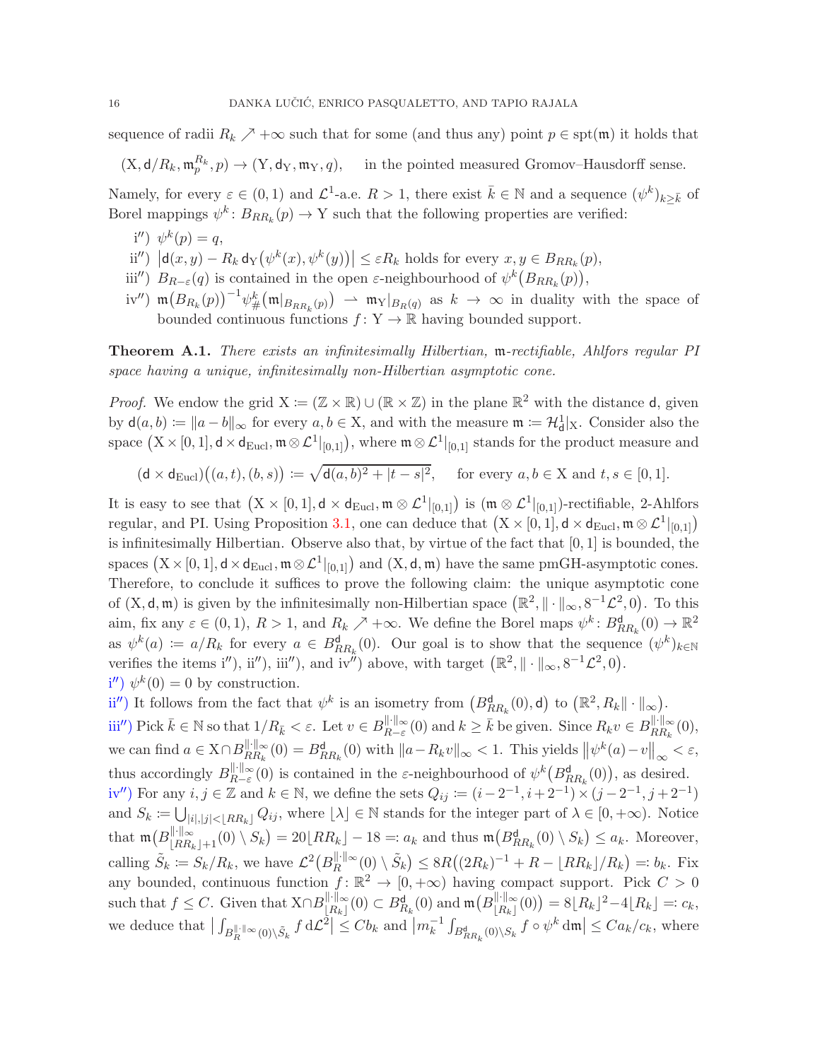sequence of radii $R_k \nearrow +\infty$ such that for some (and thus any) point $p \in \mathrm{spt}(\mathfrak{m})$ it holds that

$$(\mathrm{X}, \mathsf{d}/R_k, \mathfrak{m}_p^{R_k}, p) \to (\mathrm{Y}, \mathsf{d}_\mathrm{Y}, \mathfrak{m}_\mathrm{Y}, q), \qquad \text{in the pointed measured Gromov–Hausdorff sense.}$$

Namely, for every $\varepsilon \in (0,1)$ and $\mathcal{L}^1$-a.e. $R > 1$, there exist $\bar{k} \in \mathbb{N}$ and a sequence $(\psi^k)_{k \geq \bar{k}}$ of Borel mappings $\psi^k \colon B_{RR_k}(p) \to \mathrm{Y}$ such that the following properties are verified:

- i$''$) $\psi^k(p) = q$,
- ii$''$) $\left|\mathsf{d}(x,y) - R_k\, \mathsf{d}_\mathrm{Y}\big(\psi^k(x), \psi^k(y)\big)\right| \leq \varepsilon R_k$ holds for every $x, y \in B_{RR_k}(p)$,
- iii$''$) $B_{R-\varepsilon}(q)$ is contained in the open $\varepsilon$-neighbourhood of $\psi^k\big(B_{RR_k}(p)\big)$,
- iv$''$) $\mathfrak{m}\big(B_{R_k}(p)\big)^{-1} \psi^k_\#\big(\mathfrak{m}|_{B_{RR_k}(p)}\big) \rightharpoonup \mathfrak{m}_\mathrm{Y}|_{B_R(q)}$ as $k \to \infty$ in duality with the space of bounded continuous functions $f \colon \mathrm{Y} \to \mathbb{R}$ having bounded support.

**Theorem A.1.** *There exists an infinitesimally Hilbertian, $\mathfrak{m}$-rectifiable, Ahlfors regular PI space having a unique, infinitesimally non-Hilbertian asymptotic cone.*

*Proof.* We endow the grid $\mathrm{X} := (\mathbb{Z} \times \mathbb{R}) \cup (\mathbb{R} \times \mathbb{Z})$ in the plane $\mathbb{R}^2$ with the distance $\mathsf{d}$, given by $\mathsf{d}(a,b) := \|a - b\|_\infty$ for every $a, b \in \mathrm{X}$, and with the measure $\mathfrak{m} := \mathcal{H}^1_\mathsf{d}|_\mathrm{X}$. Consider also the space $\big(\mathrm{X} \times [0,1], \mathsf{d} \times \mathsf{d}_{\mathrm{Eucl}}, \mathfrak{m} \otimes \mathcal{L}^1|_{[0,1]}\big)$, where $\mathfrak{m} \otimes \mathcal{L}^1|_{[0,1]}$ stands for the product measure and

$$(\mathsf{d} \times \mathsf{d}_{\mathrm{Eucl}})\big((a,t),(b,s)\big) := \sqrt{\mathsf{d}(a,b)^2 + |t-s|^2}, \qquad \text{for every } a, b \in \mathrm{X} \text{ and } t, s \in [0,1].$$

It is easy to see that $\big(\mathrm{X} \times [0,1], \mathsf{d} \times \mathsf{d}_{\mathrm{Eucl}}, \mathfrak{m} \otimes \mathcal{L}^1|_{[0,1]}\big)$ is $(\mathfrak{m} \otimes \mathcal{L}^1|_{[0,1]})$-rectifiable, 2-Ahlfors regular, and PI. Using Proposition 3.1, one can deduce that $\big(\mathrm{X} \times [0,1], \mathsf{d} \times \mathsf{d}_{\mathrm{Eucl}}, \mathfrak{m} \otimes \mathcal{L}^1|_{[0,1]}\big)$ is infinitesimally Hilbertian. Observe also that, by virtue of the fact that $[0,1]$ is bounded, the spaces $\big(\mathrm{X} \times [0,1], \mathsf{d} \times \mathsf{d}_{\mathrm{Eucl}}, \mathfrak{m} \otimes \mathcal{L}^1|_{[0,1]}\big)$ and $(\mathrm{X}, \mathsf{d}, \mathfrak{m})$ have the same pmGH-asymptotic cones. Therefore, to conclude it suffices to prove the following claim: the unique asymptotic cone of $(\mathrm{X}, \mathsf{d}, \mathfrak{m})$ is given by the infinitesimally non-Hilbertian space $\big(\mathbb{R}^2, \|\cdot\|_\infty, 8^{-1}\mathcal{L}^2, 0\big)$. To this aim, fix any $\varepsilon \in (0,1)$, $R > 1$, and $R_k \nearrow +\infty$. We define the Borel maps $\psi^k \colon B^\mathsf{d}_{RR_k}(0) \to \mathbb{R}^2$ as $\psi^k(a) := a/R_k$ for every $a \in B^\mathsf{d}_{RR_k}(0)$. Our goal is to show that the sequence $(\psi^k)_{k \in \mathbb{N}}$ verifies the items i$''$), ii$''$), iii$''$), and iv$''$) above, with target $\big(\mathbb{R}^2, \|\cdot\|_\infty, 8^{-1}\mathcal{L}^2, 0\big)$.

i$''$) $\psi^k(0) = 0$ by construction.

ii$''$) It follows from the fact that $\psi^k$ is an isometry from $\big(B^\mathsf{d}_{RR_k}(0), \mathsf{d}\big)$ to $\big(\mathbb{R}^2, R_k\|\cdot\|_\infty\big)$.

iii$''$) Pick $\bar{k} \in \mathbb{N}$ so that $1/R_{\bar{k}} < \varepsilon$. Let $v \in B^{\|\cdot\|_\infty}_{R-\varepsilon}(0)$ and $k \geq \bar{k}$ be given. Since $R_k v \in B^{\|\cdot\|_\infty}_{RR_k}(0)$, we can find $a \in \mathrm{X} \cap B^{\|\cdot\|_\infty}_{RR_k}(0) = B^\mathsf{d}_{RR_k}(0)$ with $\|a - R_k v\|_\infty < 1$. This yields $\big\|\psi^k(a) - v\big\|_\infty < \varepsilon$, thus accordingly $B^{\|\cdot\|_\infty}_{R-\varepsilon}(0)$ is contained in the $\varepsilon$-neighbourhood of $\psi^k\big(B^\mathsf{d}_{RR_k}(0)\big)$, as desired.

iv$''$) For any $i, j \in \mathbb{Z}$ and $k \in \mathbb{N}$, we define the sets $Q_{ij} := (i - 2^{-1}, i + 2^{-1}) \times (j - 2^{-1}, j + 2^{-1})$ and $S_k := \bigcup_{|i|,|j| < \lfloor RR_k \rfloor} Q_{ij}$, where $\lfloor \lambda \rfloor \in \mathbb{N}$ stands for the integer part of $\lambda \in [0, +\infty)$. Notice that $\mathfrak{m}\big(B^{\|\cdot\|_\infty}_{\lfloor RR_k \rfloor + 1}(0) \setminus S_k\big) = 20\lfloor RR_k \rfloor - 18 =: a_k$ and thus $\mathfrak{m}\big(B^\mathsf{d}_{RR_k}(0) \setminus S_k\big) \leq a_k$. Moreover, calling $\tilde{S}_k := S_k/R_k$, we have $\mathcal{L}^2\big(B^{\|\cdot\|_\infty}_R(0) \setminus \tilde{S}_k\big) \leq 8R\big((2R_k)^{-1} + R - \lfloor RR_k \rfloor/R_k\big) =: b_k$. Fix any bounded, continuous function $f \colon \mathbb{R}^2 \to [0, +\infty)$ having compact support. Pick $C > 0$ such that $f \leq C$. Given that $\mathrm{X} \cap B^{\|\cdot\|_\infty}_{\lfloor R_k \rfloor}(0) \subset B^\mathsf{d}_{R_k}(0)$ and $\mathfrak{m}\big(B^{\|\cdot\|_\infty}_{\lfloor R_k \rfloor}(0)\big) = 8\lfloor R_k \rfloor^2 - 4\lfloor R_k \rfloor =: c_k$, we deduce that $\big|\int_{B^{\|\cdot\|_\infty}_R(0) \setminus \tilde{S}_k} f \, \mathrm{d}\mathcal{L}^2\big| \leq C b_k$ and $\big|m_k^{-1} \int_{B^\mathsf{d}_{RR_k}(0) \setminus S_k} f \circ \psi^k \, \mathrm{d}\mathfrak{m}\big| \leq C a_k/c_k$, where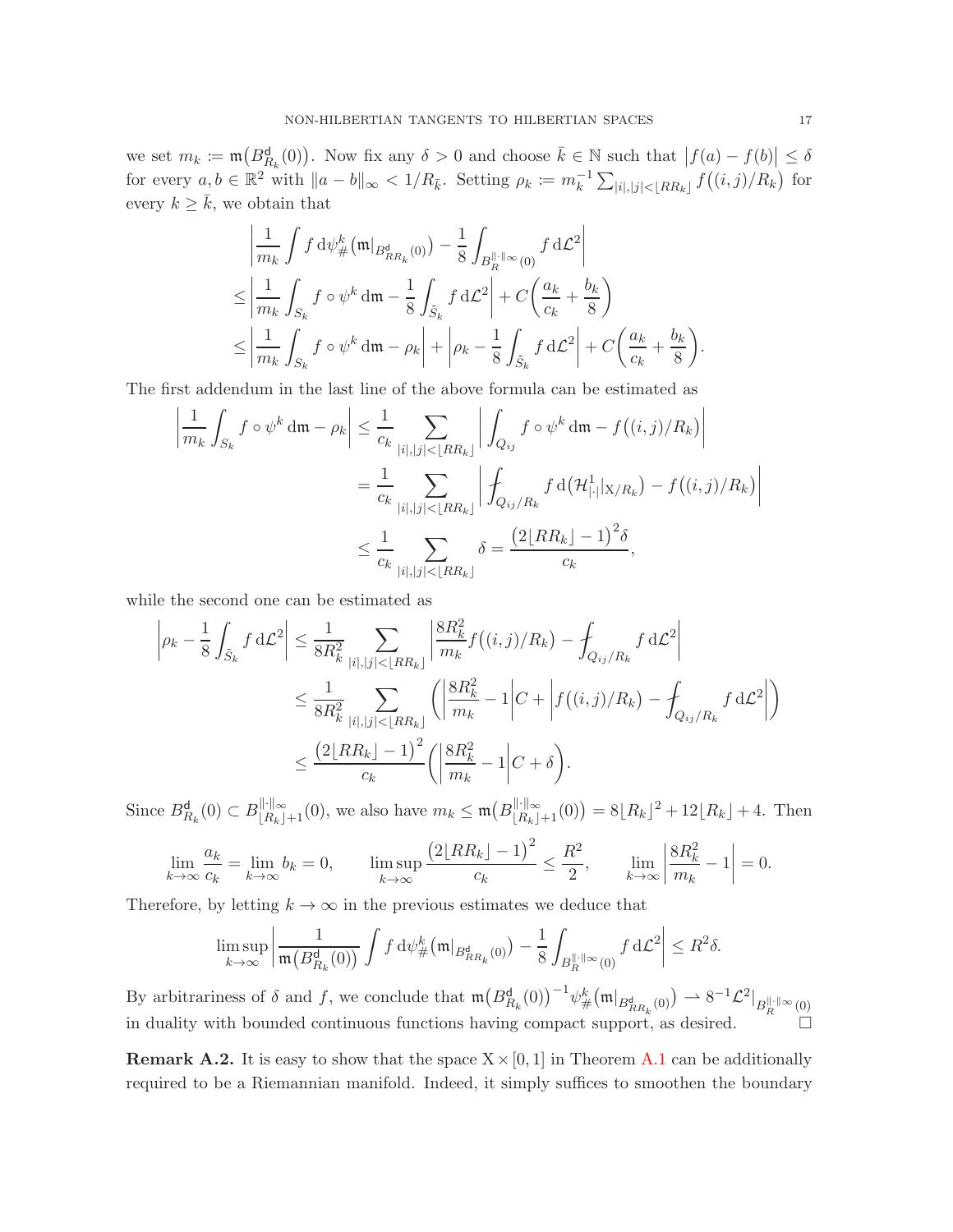we set $m_k := \mathfrak{m}\big(B^{\mathsf{d}}_{R_k}(0)\big)$. Now fix any $\delta > 0$ and choose $\bar k \in \mathbb{N}$ such that $\big|f(a) - f(b)\big| \le \delta$ for every $a, b \in \mathbb{R}^2$ with $\|a - b\|_\infty < 1/R_{\bar k}$. Setting $\rho_k := m_k^{-1} \sum_{|i|,|j| < \lfloor RR_k \rfloor} f\big((i,j)/R_k\big)$ for every $k \ge \bar k$, we obtain that

$$
\begin{aligned}
&\left| \frac{1}{m_k} \int f \,\mathrm{d}\psi^k_{\#}\big(\mathfrak{m}|_{B^{\mathsf{d}}_{RR_k}(0)}\big) - \frac{1}{8}\int_{B^{\|\cdot\|_\infty}_R(0)} f \,\mathrm{d}\mathcal{L}^2 \right| \\
&\le \left| \frac{1}{m_k} \int_{S_k} f\circ\psi^k \,\mathrm{d}\mathfrak{m} - \frac{1}{8}\int_{\tilde S_k} f \,\mathrm{d}\mathcal{L}^2 \right| + C\left(\frac{a_k}{c_k} + \frac{b_k}{8}\right) \\
&\le \left| \frac{1}{m_k} \int_{S_k} f\circ\psi^k \,\mathrm{d}\mathfrak{m} - \rho_k \right| + \left| \rho_k - \frac{1}{8}\int_{\tilde S_k} f \,\mathrm{d}\mathcal{L}^2 \right| + C\left(\frac{a_k}{c_k} + \frac{b_k}{8}\right).
\end{aligned}
$$

The first addendum in the last line of the above formula can be estimated as

$$
\begin{aligned}
\left| \frac{1}{m_k} \int_{S_k} f\circ\psi^k \,\mathrm{d}\mathfrak{m} - \rho_k \right| &\le \frac{1}{c_k} \sum_{|i|,|j| < \lfloor RR_k \rfloor} \left| \int_{Q_{ij}} f\circ\psi^k \,\mathrm{d}\mathfrak{m} - f\big((i,j)/R_k\big) \right| \\
&= \frac{1}{c_k} \sum_{|i|,|j| < \lfloor RR_k \rfloor} \left| \fint_{Q_{ij}/R_k} f \,\mathrm{d}\big(\mathcal{H}^1_{|\cdot|}|_{\mathrm{X}/R_k}\big) - f\big((i,j)/R_k\big) \right| \\
&\le \frac{1}{c_k} \sum_{|i|,|j| < \lfloor RR_k \rfloor} \delta = \frac{\big(2\lfloor RR_k \rfloor - 1\big)^2 \delta}{c_k},
\end{aligned}
$$

while the second one can be estimated as

$$
\begin{aligned}
\left| \rho_k - \frac{1}{8}\int_{\tilde S_k} f \,\mathrm{d}\mathcal{L}^2 \right| &\le \frac{1}{8R_k^2} \sum_{|i|,|j| < \lfloor RR_k \rfloor} \left| \frac{8R_k^2}{m_k} f\big((i,j)/R_k\big) - \fint_{Q_{ij}/R_k} f \,\mathrm{d}\mathcal{L}^2 \right| \\
&\le \frac{1}{8R_k^2} \sum_{|i|,|j| < \lfloor RR_k \rfloor} \left( \left| \frac{8R_k^2}{m_k} - 1 \right| C + \left| f\big((i,j)/R_k\big) - \fint_{Q_{ij}/R_k} f \,\mathrm{d}\mathcal{L}^2 \right| \right) \\
&\le \frac{\big(2\lfloor RR_k \rfloor - 1\big)^2}{c_k} \left( \left| \frac{8R_k^2}{m_k} - 1 \right| C + \delta \right).
\end{aligned}
$$

Since $B^{\mathsf{d}}_{R_k}(0) \subset B^{\|\cdot\|_\infty}_{\lfloor R_k \rfloor + 1}(0)$, we also have $m_k \le \mathfrak{m}\big(B^{\|\cdot\|_\infty}_{\lfloor R_k \rfloor + 1}(0)\big) = 8\lfloor R_k \rfloor^2 + 12\lfloor R_k \rfloor + 4$. Then

$$
\lim_{k\to\infty} \frac{a_k}{c_k} = \lim_{k\to\infty} b_k = 0, \qquad \limsup_{k\to\infty} \frac{\big(2\lfloor RR_k \rfloor - 1\big)^2}{c_k} \le \frac{R^2}{2}, \qquad \lim_{k\to\infty} \left| \frac{8R_k^2}{m_k} - 1 \right| = 0.
$$

Therefore, by letting $k \to \infty$ in the previous estimates we deduce that

$$
\limsup_{k\to\infty} \left| \frac{1}{\mathfrak{m}\big(B^{\mathsf{d}}_{R_k}(0)\big)} \int f \,\mathrm{d}\psi^k_{\#}\big(\mathfrak{m}|_{B^{\mathsf{d}}_{RR_k}(0)}\big) - \frac{1}{8}\int_{B^{\|\cdot\|_\infty}_R(0)} f \,\mathrm{d}\mathcal{L}^2 \right| \le R^2\delta.
$$

By arbitrariness of $\delta$ and $f$, we conclude that $\mathfrak{m}\big(B^{\mathsf{d}}_{R_k}(0)\big)^{-1} \psi^k_{\#}\big(\mathfrak{m}|_{B^{\mathsf{d}}_{RR_k}(0)}\big) \rightharpoonup 8^{-1}\mathcal{L}^2|_{B^{\|\cdot\|_\infty}_R(0)}$ in duality with bounded continuous functions having compact support, as desired. □

**Remark A.2.** It is easy to show that the space $\mathrm{X} \times [0, 1]$ in Theorem A.1 can be additionally required to be a Riemannian manifold. Indeed, it simply suffices to smoothen the boundary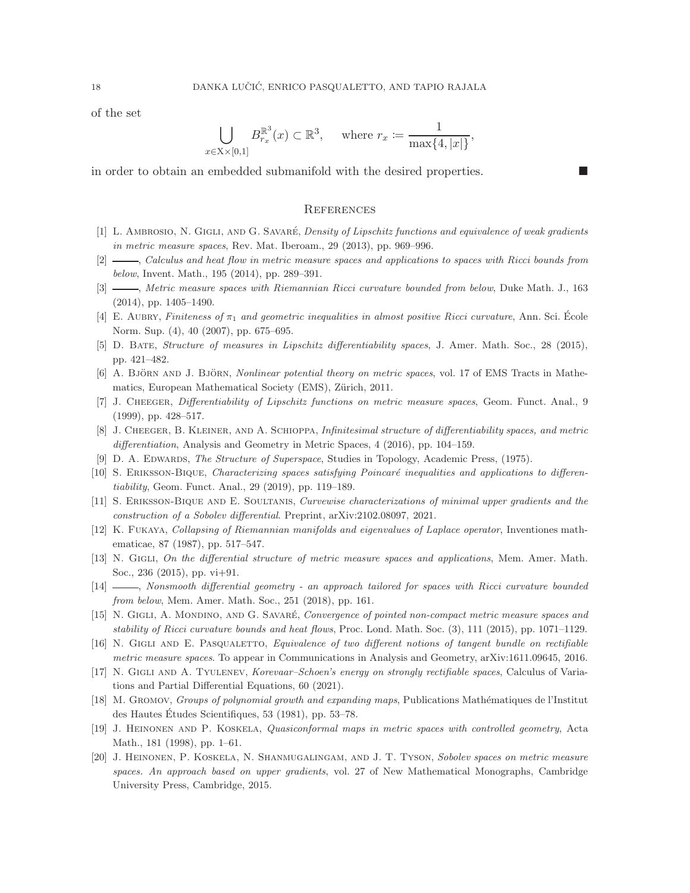of the set

$$\bigcup_{x \in \mathrm{X} \times [0,1]} B^{\mathbb{R}^3}_{r_x}(x) \subset \mathbb{R}^3, \qquad \text{where } r_x \coloneqq \frac{1}{\max\{4, |x|\}},$$

in order to obtain an embedded submanifold with the desired properties. ■

## References

[1] L. Ambrosio, N. Gigli, and G. Savaré, *Density of Lipschitz functions and equivalence of weak gradients in metric measure spaces*, Rev. Mat. Iberoam., 29 (2013), pp. 969–996.

[2] ———, *Calculus and heat flow in metric measure spaces and applications to spaces with Ricci bounds from below*, Invent. Math., 195 (2014), pp. 289–391.

[3] ———, *Metric measure spaces with Riemannian Ricci curvature bounded from below*, Duke Math. J., 163 (2014), pp. 1405–1490.

[4] E. Aubry, *Finiteness of $\pi_1$ and geometric inequalities in almost positive Ricci curvature*, Ann. Sci. École Norm. Sup. (4), 40 (2007), pp. 675–695.

[5] D. Bate, *Structure of measures in Lipschitz differentiability spaces*, J. Amer. Math. Soc., 28 (2015), pp. 421–482.

[6] A. Björn and J. Björn, *Nonlinear potential theory on metric spaces*, vol. 17 of EMS Tracts in Mathematics, European Mathematical Society (EMS), Zürich, 2011.

[7] J. Cheeger, *Differentiability of Lipschitz functions on metric measure spaces*, Geom. Funct. Anal., 9 (1999), pp. 428–517.

[8] J. Cheeger, B. Kleiner, and A. Schioppa, *Infinitesimal structure of differentiability spaces, and metric differentiation*, Analysis and Geometry in Metric Spaces, 4 (2016), pp. 104–159.

[9] D. A. Edwards, *The Structure of Superspace*, Studies in Topology, Academic Press, (1975).

[10] S. Eriksson-Bique, *Characterizing spaces satisfying Poincaré inequalities and applications to differentiability*, Geom. Funct. Anal., 29 (2019), pp. 119–189.

[11] S. Eriksson-Bique and E. Soultanis, *Curvewise characterizations of minimal upper gradients and the construction of a Sobolev differential*. Preprint, arXiv:2102.08097, 2021.

[12] K. Fukaya, *Collapsing of Riemannian manifolds and eigenvalues of Laplace operator*, Inventiones mathematicae, 87 (1987), pp. 517–547.

[13] N. Gigli, *On the differential structure of metric measure spaces and applications*, Mem. Amer. Math. Soc., 236 (2015), pp. vi+91.

[14] ———, *Nonsmooth differential geometry - an approach tailored for spaces with Ricci curvature bounded from below*, Mem. Amer. Math. Soc., 251 (2018), pp. 161.

[15] N. Gigli, A. Mondino, and G. Savaré, *Convergence of pointed non-compact metric measure spaces and stability of Ricci curvature bounds and heat flows*, Proc. Lond. Math. Soc. (3), 111 (2015), pp. 1071–1129.

[16] N. Gigli and E. Pasqualetto, *Equivalence of two different notions of tangent bundle on rectifiable metric measure spaces*. To appear in Communications in Analysis and Geometry, arXiv:1611.09645, 2016.

[17] N. Gigli and A. Tyulenev, *Korevaar–Schoen's energy on strongly rectifiable spaces*, Calculus of Variations and Partial Differential Equations, 60 (2021).

[18] M. Gromov, *Groups of polynomial growth and expanding maps*, Publications Mathématiques de l'Institut des Hautes Études Scientifiques, 53 (1981), pp. 53–78.

[19] J. Heinonen and P. Koskela, *Quasiconformal maps in metric spaces with controlled geometry*, Acta Math., 181 (1998), pp. 1–61.

[20] J. Heinonen, P. Koskela, N. Shanmugalingam, and J. T. Tyson, *Sobolev spaces on metric measure spaces. An approach based on upper gradients*, vol. 27 of New Mathematical Monographs, Cambridge University Press, Cambridge, 2015.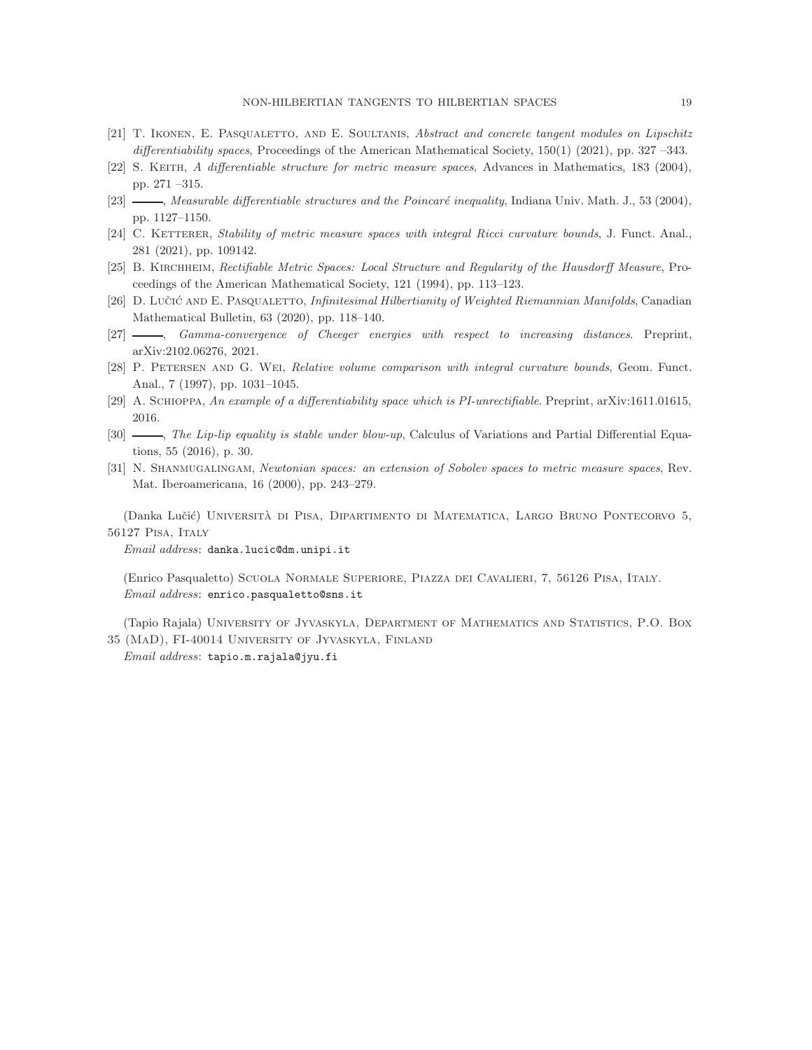[21] T. Ikonen, E. Pasqualetto, and E. Soultanis, *Abstract and concrete tangent modules on Lipschitz differentiability spaces*, Proceedings of the American Mathematical Society, 150(1) (2021), pp. 327 –343.

[22] S. Keith, *A differentiable structure for metric measure spaces*, Advances in Mathematics, 183 (2004), pp. 271 –315.

[23] ——, *Measurable differentiable structures and the Poincaré inequality*, Indiana Univ. Math. J., 53 (2004), pp. 1127–1150.

[24] C. Ketterer, *Stability of metric measure spaces with integral Ricci curvature bounds*, J. Funct. Anal., 281 (2021), pp. 109142.

[25] B. Kirchheim, *Rectifiable Metric Spaces: Local Structure and Regularity of the Hausdorff Measure*, Proceedings of the American Mathematical Society, 121 (1994), pp. 113–123.

[26] D. Lučić and E. Pasqualetto, *Infinitesimal Hilbertianity of Weighted Riemannian Manifolds*, Canadian Mathematical Bulletin, 63 (2020), pp. 118–140.

[27] ——, *Gamma-convergence of Cheeger energies with respect to increasing distances*. Preprint, arXiv:2102.06276, 2021.

[28] P. Petersen and G. Wei, *Relative volume comparison with integral curvature bounds*, Geom. Funct. Anal., 7 (1997), pp. 1031–1045.

[29] A. Schioppa, *An example of a differentiability space which is PI-unrectifiable*. Preprint, arXiv:1611.01615, 2016.

[30] ——, *The Lip-lip equality is stable under blow-up*, Calculus of Variations and Partial Differential Equations, 55 (2016), p. 30.

[31] N. Shanmugalingam, *Newtonian spaces: an extension of Sobolev spaces to metric measure spaces*, Rev. Mat. Iberoamericana, 16 (2000), pp. 243–279.

(Danka Lučić) Università di Pisa, Dipartimento di Matematica, Largo Bruno Pontecorvo 5, 56127 Pisa, Italy

*Email address*: danka.lucic@dm.unipi.it

(Enrico Pasqualetto) Scuola Normale Superiore, Piazza dei Cavalieri, 7, 56126 Pisa, Italy.
*Email address*: enrico.pasqualetto@sns.it

(Tapio Rajala) University of Jyvaskyla, Department of Mathematics and Statistics, P.O. Box 35 (MaD), FI-40014 University of Jyvaskyla, Finland

*Email address*: tapio.m.rajala@jyu.fi